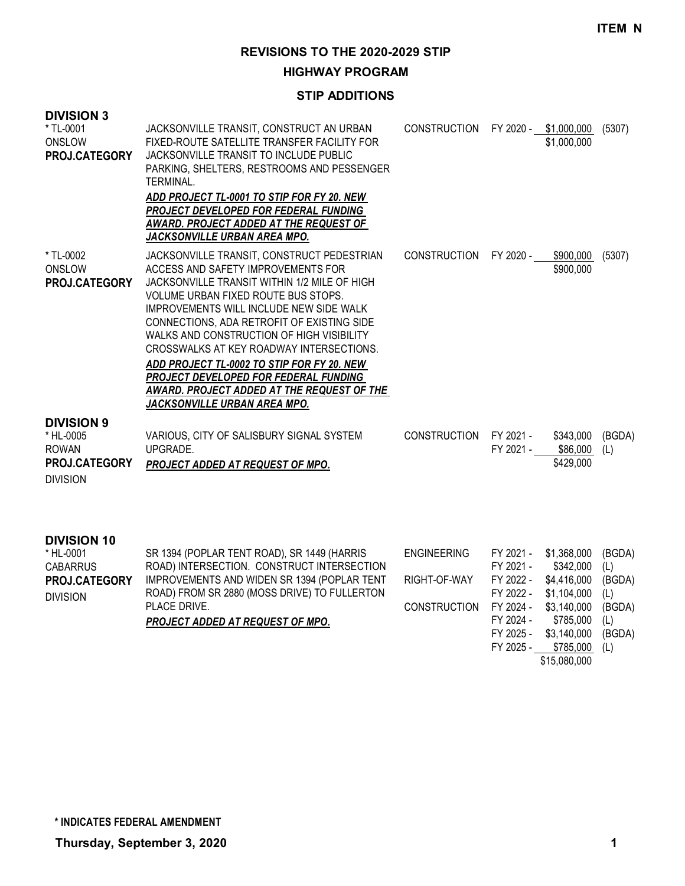**ITEM N**

# REVISIONS TO THE 2020-2029 STIP

## HIGHWAY PROGRAM

### STIP ADDITIONS

**DIVISION 3**

| Project | Description | Work Type | FY | Amount | Fund |
|---|---|---|---|---|---|
| * TL-0001<br>ONSLOW<br>**PROJ.CATEGORY** | JACKSONVILLE TRANSIT, CONSTRUCT AN URBAN FIXED-ROUTE SATELLITE TRANSFER FACILITY FOR JACKSONVILLE TRANSIT TO INCLUDE PUBLIC PARKING, SHELTERS, RESTROOMS AND PASSENGER TERMINAL.<br>***ADD PROJECT TL-0001 TO STIP FOR FY 20. NEW PROJECT DEVELOPED FOR FEDERAL FUNDING AWARD. PROJECT ADDED AT THE REQUEST OF JACKSONVILLE URBAN AREA MPO.*** | CONSTRUCTION | FY 2020 - | $1,000,000 | (5307) |
| | | | | $1,000,000 | |
| * TL-0002<br>ONSLOW<br>**PROJ.CATEGORY** | JACKSONVILLE TRANSIT, CONSTRUCT PEDESTRIAN ACCESS AND SAFETY IMPROVEMENTS FOR JACKSONVILLE TRANSIT WITHIN 1/2 MILE OF HIGH VOLUME URBAN FIXED ROUTE BUS STOPS. IMPROVEMENTS WILL INCLUDE NEW SIDE WALK CONNECTIONS, ADA RETROFIT OF EXISTING SIDE WALKS AND CONSTRUCTION OF HIGH VISIBILITY CROSSWALKS AT KEY ROADWAY INTERSECTIONS.<br>***ADD PROJECT TL-0002 TO STIP FOR FY 20. NEW PROJECT DEVELOPED FOR FEDERAL FUNDING AWARD. PROJECT ADDED AT THE REQUEST OF THE JACKSONVILLE URBAN AREA MPO.*** | CONSTRUCTION | FY 2020 - | $900,000 | (5307) |
| | | | | $900,000 | |

**DIVISION 9**

| Project | Description | Work Type | FY | Amount | Fund |
|---|---|---|---|---|---|
| * HL-0005<br>ROWAN<br>**PROJ.CATEGORY**<br>DIVISION | VARIOUS, CITY OF SALISBURY SIGNAL SYSTEM UPGRADE.<br>***PROJECT ADDED AT REQUEST OF MPO.*** | CONSTRUCTION | FY 2021 - | $343,000 | (BGDA) |
| | | | FY 2021 - | $86,000 | (L) |
| | | | | $429,000 | |

**DIVISION 10**

| Project | Description | Work Type | FY | Amount | Fund |
|---|---|---|---|---|---|
| * HL-0001<br>CABARRUS<br>**PROJ.CATEGORY**<br>DIVISION | SR 1394 (POPLAR TENT ROAD), SR 1449 (HARRIS ROAD) INTERSECTION. CONSTRUCT INTERSECTION IMPROVEMENTS AND WIDEN SR 1394 (POPLAR TENT ROAD) FROM SR 2880 (MOSS DRIVE) TO FULLERTON PLACE DRIVE.<br>***PROJECT ADDED AT REQUEST OF MPO.*** | ENGINEERING | FY 2021 - | $1,368,000 | (BGDA) |
| | | | FY 2021 - | $342,000 | (L) |
| | | RIGHT-OF-WAY | FY 2022 - | $4,416,000 | (BGDA) |
| | | | FY 2022 - | $1,104,000 | (L) |
| | | CONSTRUCTION | FY 2024 - | $3,140,000 | (BGDA) |
| | | | FY 2024 - | $785,000 | (L) |
| | | | FY 2025 - | $3,140,000 | (BGDA) |
| | | | FY 2025 - | $785,000 | (L) |
| | | | | $15,080,000 | |

**\* INDICATES FEDERAL AMENDMENT**

**Thursday, September 3, 2020**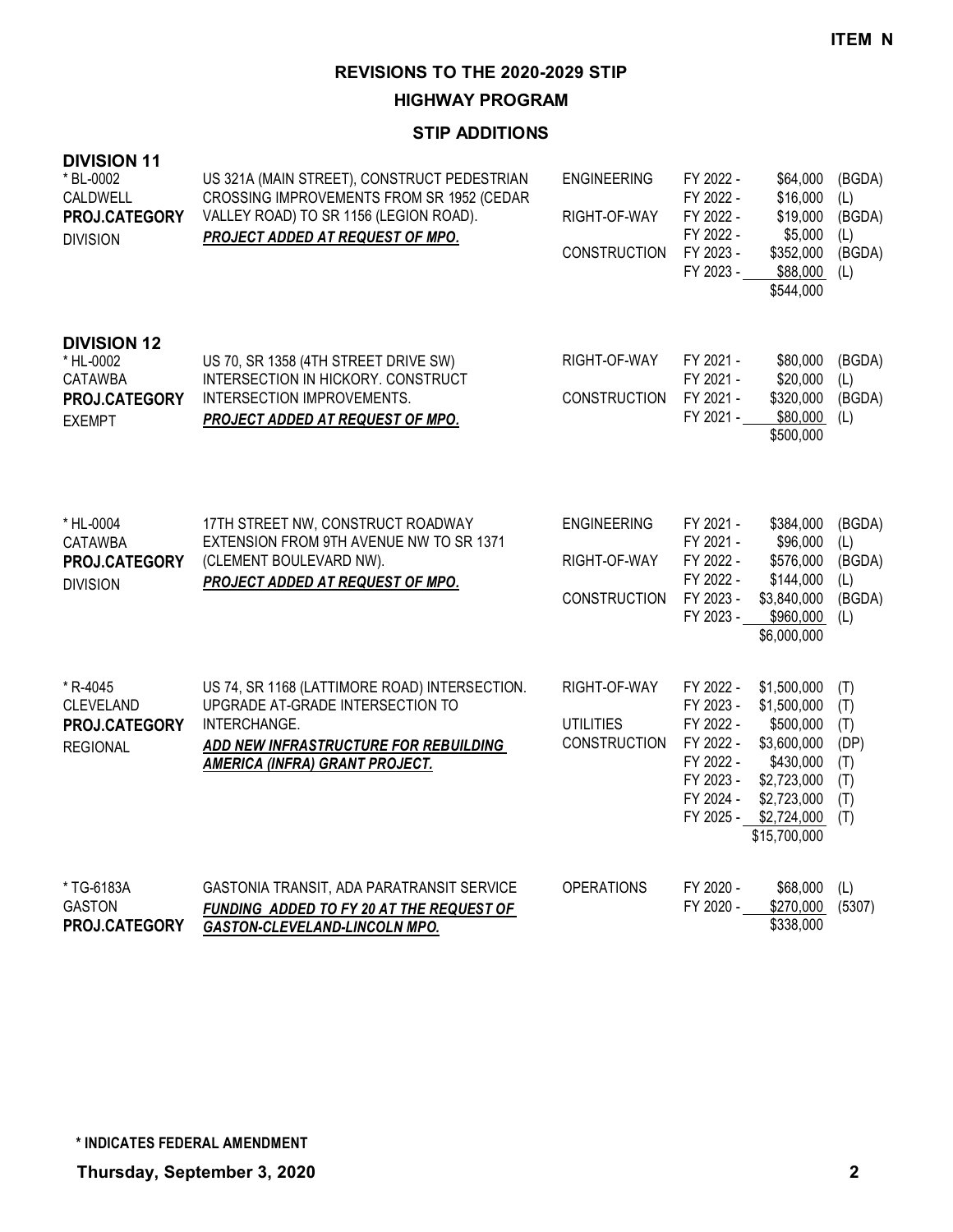ITEM N

# REVISIONS TO THE 2020-2029 STIP

## HIGHWAY PROGRAM

### STIP ADDITIONS

**DIVISION 11**

| Project | Description | Phase | FY | Amount | Source |
|---|---|---|---|---|---|
| * BL-0002<br>CALDWELL<br>**PROJ.CATEGORY**<br>DIVISION | US 321A (MAIN STREET), CONSTRUCT PEDESTRIAN CROSSING IMPROVEMENTS FROM SR 1952 (CEDAR VALLEY ROAD) TO SR 1156 (LEGION ROAD).<br>***PROJECT ADDED AT REQUEST OF MPO.*** | ENGINEERING | FY 2022 - | $64,000 | (BGDA) |
| | | | FY 2022 - | $16,000 | (L) |
| | | RIGHT-OF-WAY | FY 2022 - | $19,000 | (BGDA) |
| | | | FY 2022 - | $5,000 | (L) |
| | | CONSTRUCTION | FY 2023 - | $352,000 | (BGDA) |
| | | | FY 2023 - | $88,000 | (L) |
| | | | | $544,000 | |

**DIVISION 12**

| Project | Description | Phase | FY | Amount | Source |
|---|---|---|---|---|---|
| * HL-0002<br>CATAWBA<br>**PROJ.CATEGORY**<br>EXEMPT | US 70, SR 1358 (4TH STREET DRIVE SW) INTERSECTION IN HICKORY. CONSTRUCT INTERSECTION IMPROVEMENTS.<br>***PROJECT ADDED AT REQUEST OF MPO.*** | RIGHT-OF-WAY | FY 2021 - | $80,000 | (BGDA) |
| | | | FY 2021 - | $20,000 | (L) |
| | | CONSTRUCTION | FY 2021 - | $320,000 | (BGDA) |
| | | | FY 2021 - | $80,000 | (L) |
| | | | | $500,000 | |
| * HL-0004<br>CATAWBA<br>**PROJ.CATEGORY**<br>DIVISION | 17TH STREET NW, CONSTRUCT ROADWAY EXTENSION FROM 9TH AVENUE NW TO SR 1371 (CLEMENT BOULEVARD NW).<br>***PROJECT ADDED AT REQUEST OF MPO.*** | ENGINEERING | FY 2021 - | $384,000 | (BGDA) |
| | | | FY 2021 - | $96,000 | (L) |
| | | RIGHT-OF-WAY | FY 2022 - | $576,000 | (BGDA) |
| | | | FY 2022 - | $144,000 | (L) |
| | | CONSTRUCTION | FY 2023 - | $3,840,000 | (BGDA) |
| | | | FY 2023 - | $960,000 | (L) |
| | | | | $6,000,000 | |
| * R-4045<br>CLEVELAND<br>**PROJ.CATEGORY**<br>REGIONAL | US 74, SR 1168 (LATTIMORE ROAD) INTERSECTION. UPGRADE AT-GRADE INTERSECTION TO INTERCHANGE.<br>***ADD NEW INFRASTRUCTURE FOR REBUILDING AMERICA (INFRA) GRANT PROJECT.*** | RIGHT-OF-WAY | FY 2022 - | $1,500,000 | (T) |
| | | | FY 2023 - | $1,500,000 | (T) |
| | | UTILITIES | FY 2022 - | $500,000 | (T) |
| | | CONSTRUCTION | FY 2022 - | $3,600,000 | (DP) |
| | | | FY 2022 - | $430,000 | (T) |
| | | | FY 2023 - | $2,723,000 | (T) |
| | | | FY 2024 - | $2,723,000 | (T) |
| | | | FY 2025 - | $2,724,000 | (T) |
| | | | | $15,700,000 | |
| * TG-6183A<br>GASTON<br>**PROJ.CATEGORY** | GASTONIA TRANSIT, ADA PARATRANSIT SERVICE<br>***FUNDING ADDED TO FY 20 AT THE REQUEST OF GASTON-CLEVELAND-LINCOLN MPO.*** | OPERATIONS | FY 2020 - | $68,000 | (L) |
| | | | FY 2020 - | $270,000 | (5307) |
| | | | | $338,000 | |

**\* INDICATES FEDERAL AMENDMENT**

**Thursday, September 3, 2020**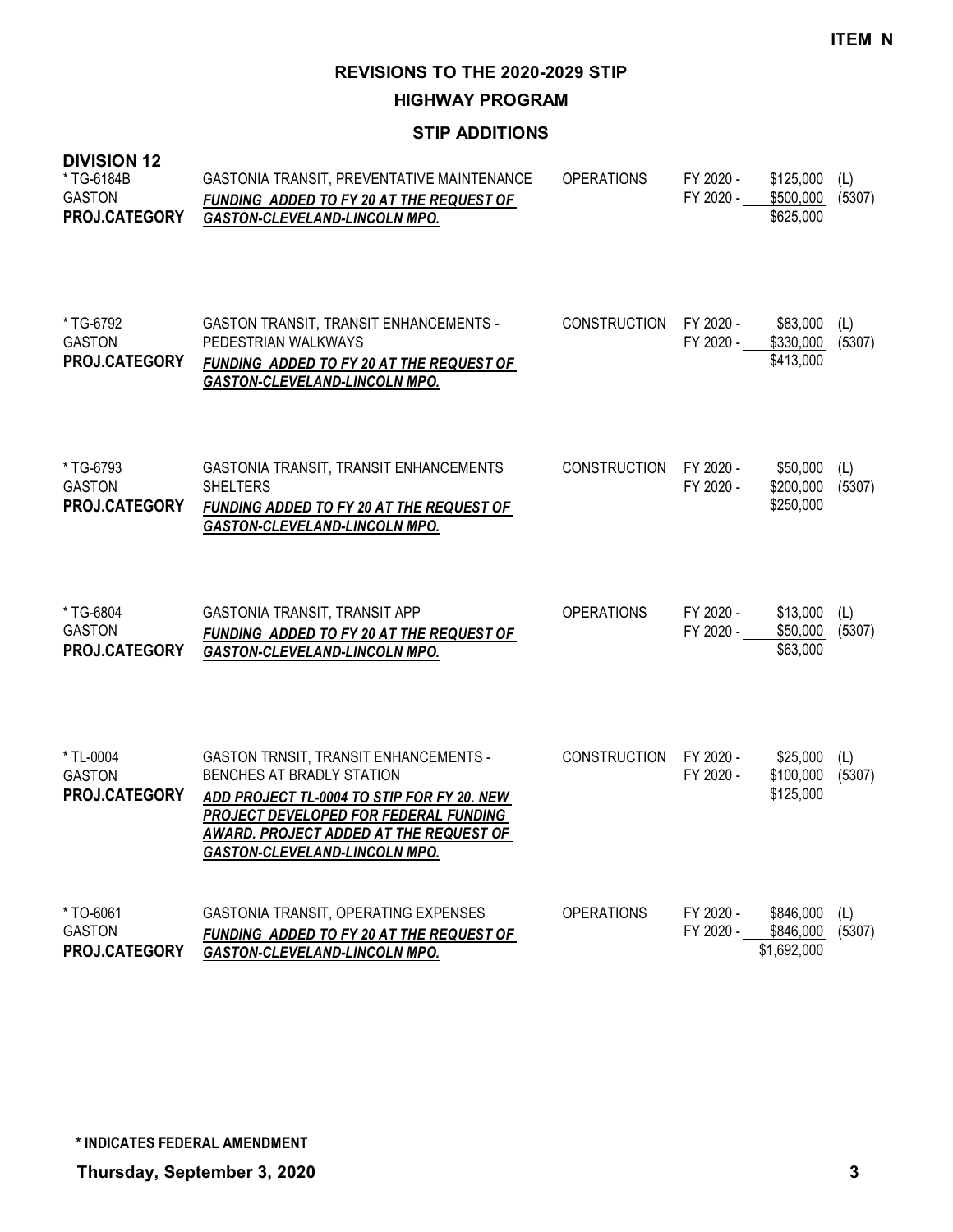ITEM N

# REVISIONS TO THE 2020-2029 STIP

## HIGHWAY PROGRAM

### STIP ADDITIONS

**DIVISION 12**

| Project | Description | Work Type | Fiscal Year | Amount | Source |
|---|---|---|---|---|---|
| * TG-6184B<br>GASTON<br>**PROJ.CATEGORY** | GASTONIA TRANSIT, PREVENTATIVE MAINTENANCE<br>***FUNDING ADDED TO FY 20 AT THE REQUEST OF GASTON-CLEVELAND-LINCOLN MPO.*** | OPERATIONS | FY 2020 -<br>FY 2020 - | \$125,000<br>\$500,000<br>\$625,000 | (L)<br>(5307) |
| * TG-6792<br>GASTON<br>**PROJ.CATEGORY** | GASTON TRANSIT, TRANSIT ENHANCEMENTS - PEDESTRIAN WALKWAYS<br>***FUNDING ADDED TO FY 20 AT THE REQUEST OF GASTON-CLEVELAND-LINCOLN MPO.*** | CONSTRUCTION | FY 2020 -<br>FY 2020 - | \$83,000<br>\$330,000<br>\$413,000 | (L)<br>(5307) |
| * TG-6793<br>GASTON<br>**PROJ.CATEGORY** | GASTONIA TRANSIT, TRANSIT ENHANCEMENTS SHELTERS<br>***FUNDING ADDED TO FY 20 AT THE REQUEST OF GASTON-CLEVELAND-LINCOLN MPO.*** | CONSTRUCTION | FY 2020 -<br>FY 2020 - | \$50,000<br>\$200,000<br>\$250,000 | (L)<br>(5307) |
| * TG-6804<br>GASTON<br>**PROJ.CATEGORY** | GASTONIA TRANSIT, TRANSIT APP<br>***FUNDING ADDED TO FY 20 AT THE REQUEST OF GASTON-CLEVELAND-LINCOLN MPO.*** | OPERATIONS | FY 2020 -<br>FY 2020 - | \$13,000<br>\$50,000<br>\$63,000 | (L)<br>(5307) |
| * TL-0004<br>GASTON<br>**PROJ.CATEGORY** | GASTON TRNSIT, TRANSIT ENHANCEMENTS - BENCHES AT BRADLY STATION<br>***ADD PROJECT TL-0004 TO STIP FOR FY 20. NEW PROJECT DEVELOPED FOR FEDERAL FUNDING AWARD. PROJECT ADDED AT THE REQUEST OF GASTON-CLEVELAND-LINCOLN MPO.*** | CONSTRUCTION | FY 2020 -<br>FY 2020 - | \$25,000<br>\$100,000<br>\$125,000 | (L)<br>(5307) |
| * TO-6061<br>GASTON<br>**PROJ.CATEGORY** | GASTONIA TRANSIT, OPERATING EXPENSES<br>***FUNDING ADDED TO FY 20 AT THE REQUEST OF GASTON-CLEVELAND-LINCOLN MPO.*** | OPERATIONS | FY 2020 -<br>FY 2020 - | \$846,000<br>\$846,000<br>\$1,692,000 | (L)<br>(5307) |

**\* INDICATES FEDERAL AMENDMENT**

**Thursday, September 3, 2020**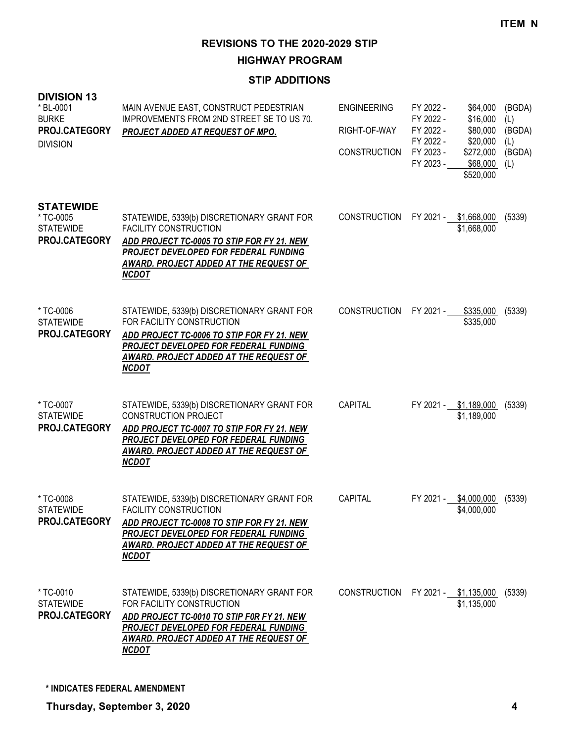**ITEM N**

# REVISIONS TO THE 2020-2029 STIP

## HIGHWAY PROGRAM

### STIP ADDITIONS

**DIVISION 13**

| Project | Description | Phase | FY | Amount | Source |
|---|---|---|---|---|---|
| * BL-0001<br>BURKE<br>**PROJ.CATEGORY**<br>DIVISION | MAIN AVENUE EAST, CONSTRUCT PEDESTRIAN IMPROVEMENTS FROM 2ND STREET SE TO US 70.<br>***PROJECT ADDED AT REQUEST OF MPO.*** | ENGINEERING | FY 2022 - | $64,000 | (BGDA) |
| | | | FY 2022 - | $16,000 | (L) |
| | | RIGHT-OF-WAY | FY 2022 - | $80,000 | (BGDA) |
| | | | FY 2022 - | $20,000 | (L) |
| | | CONSTRUCTION | FY 2023 - | $272,000 | (BGDA) |
| | | | FY 2023 - | $68,000 | (L) |
| | | | | $520,000 | |

**STATEWIDE**

| Project | Description | Phase | FY | Amount | Source |
|---|---|---|---|---|---|
| * TC-0005<br>STATEWIDE<br>**PROJ.CATEGORY** | STATEWIDE, 5339(b) DISCRETIONARY GRANT FOR FACILITY CONSTRUCTION<br>***ADD PROJECT TC-0005 TO STIP FOR FY 21. NEW PROJECT DEVELOPED FOR FEDERAL FUNDING AWARD. PROJECT ADDED AT THE REQUEST OF NCDOT*** | CONSTRUCTION | FY 2021 - | $1,668,000 | (5339) |
| | | | | $1,668,000 | |
| * TC-0006<br>STATEWIDE<br>**PROJ.CATEGORY** | STATEWIDE, 5339(b) DISCRETIONARY GRANT FOR FOR FACILITY CONSTRUCTION<br>***ADD PROJECT TC-0006 TO STIP FOR FY 21. NEW PROJECT DEVELOPED FOR FEDERAL FUNDING AWARD. PROJECT ADDED AT THE REQUEST OF NCDOT*** | CONSTRUCTION | FY 2021 - | $335,000 | (5339) |
| | | | | $335,000 | |
| * TC-0007<br>STATEWIDE<br>**PROJ.CATEGORY** | STATEWIDE, 5339(b) DISCRETIONARY GRANT FOR CONSTRUCTION PROJECT<br>***ADD PROJECT TC-0007 TO STIP FOR FY 21. NEW PROJECT DEVELOPED FOR FEDERAL FUNDING AWARD. PROJECT ADDED AT THE REQUEST OF NCDOT*** | CAPITAL | FY 2021 - | $1,189,000 | (5339) |
| | | | | $1,189,000 | |
| * TC-0008<br>STATEWIDE<br>**PROJ.CATEGORY** | STATEWIDE, 5339(b) DISCRETIONARY GRANT FOR FACILITY CONSTRUCTION<br>***ADD PROJECT TC-0008 TO STIP FOR FY 21. NEW PROJECT DEVELOPED FOR FEDERAL FUNDING AWARD. PROJECT ADDED AT THE REQUEST OF NCDOT*** | CAPITAL | FY 2021 - | $4,000,000 | (5339) |
| | | | | $4,000,000 | |
| * TC-0010<br>STATEWIDE<br>**PROJ.CATEGORY** | STATEWIDE, 5339(b) DISCRETIONARY GRANT FOR FOR FACILITY CONSTRUCTION<br>***ADD PROJECT TC-0010 TO STIP F0R FY 21. NEW PROJECT DEVELOPED FOR FEDERAL FUNDING AWARD. PROJECT ADDED AT THE REQUEST OF NCDOT*** | CONSTRUCTION | FY 2021 - | $1,135,000 | (5339) |
| | | | | $1,135,000 | |

**\* INDICATES FEDERAL AMENDMENT**

**Thursday, September 3, 2020**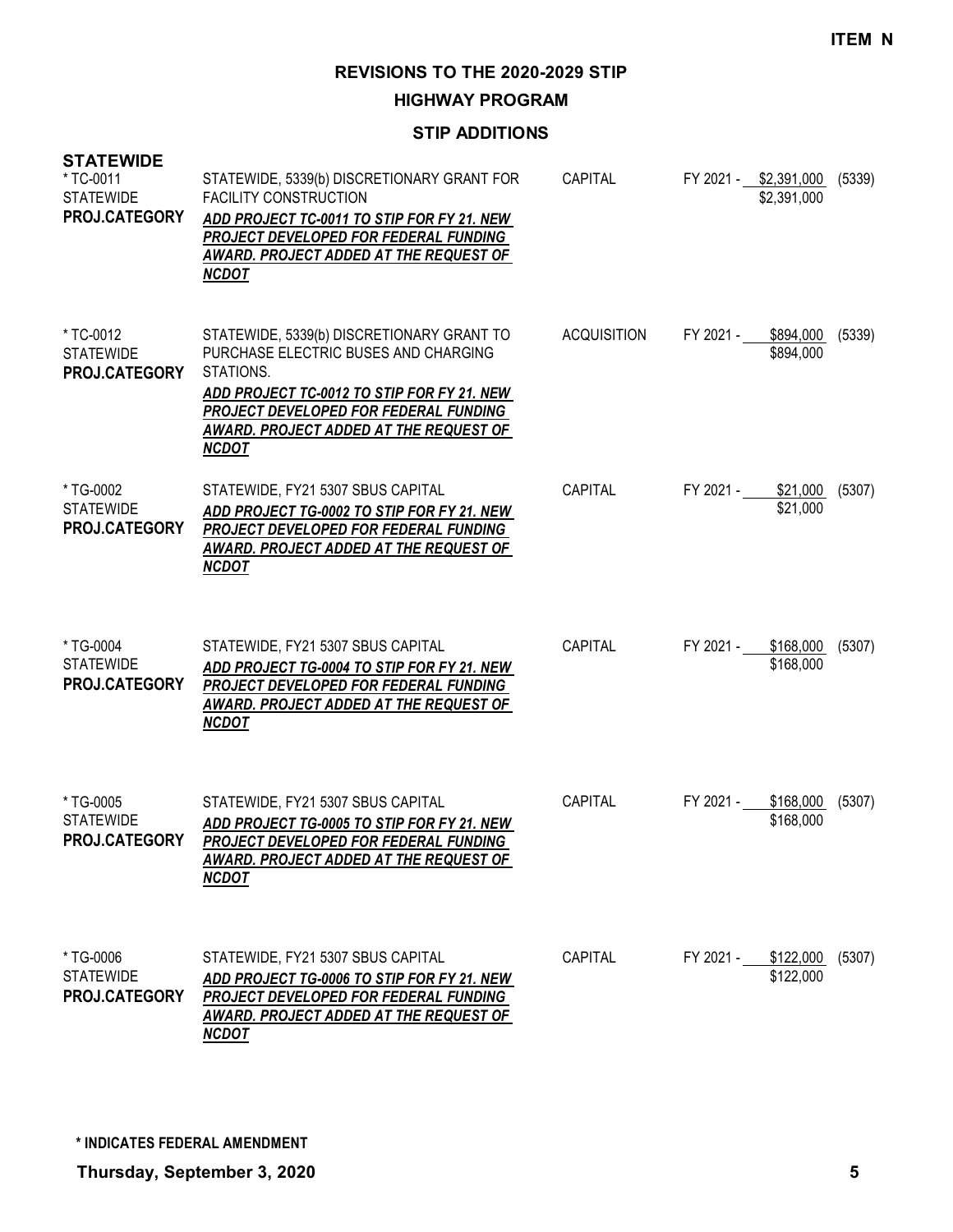**ITEM N**

# REVISIONS TO THE 2020-2029 STIP

## HIGHWAY PROGRAM

### STIP ADDITIONS

**STATEWIDE**

| | | | | |
|---|---|---|---|---|
| * TC-0011<br>STATEWIDE<br>**PROJ.CATEGORY** | STATEWIDE, 5339(b) DISCRETIONARY GRANT FOR FACILITY CONSTRUCTION<br>***ADD PROJECT TC-0011 TO STIP FOR FY 21. NEW PROJECT DEVELOPED FOR FEDERAL FUNDING AWARD. PROJECT ADDED AT THE REQUEST OF NCDOT*** | CAPITAL | FY 2021 - $2,391,000<br>$2,391,000 | (5339) |
| * TC-0012<br>STATEWIDE<br>**PROJ.CATEGORY** | STATEWIDE, 5339(b) DISCRETIONARY GRANT TO PURCHASE ELECTRIC BUSES AND CHARGING STATIONS.<br>***ADD PROJECT TC-0012 TO STIP FOR FY 21. NEW PROJECT DEVELOPED FOR FEDERAL FUNDING AWARD. PROJECT ADDED AT THE REQUEST OF NCDOT*** | ACQUISITION | FY 2021 - $894,000<br>$894,000 | (5339) |
| * TG-0002<br>STATEWIDE<br>**PROJ.CATEGORY** | STATEWIDE, FY21 5307 SBUS CAPITAL<br>***ADD PROJECT TG-0002 TO STIP FOR FY 21. NEW PROJECT DEVELOPED FOR FEDERAL FUNDING AWARD. PROJECT ADDED AT THE REQUEST OF NCDOT*** | CAPITAL | FY 2021 - $21,000<br>$21,000 | (5307) |
| * TG-0004<br>STATEWIDE<br>**PROJ.CATEGORY** | STATEWIDE, FY21 5307 SBUS CAPITAL<br>***ADD PROJECT TG-0004 TO STIP FOR FY 21. NEW PROJECT DEVELOPED FOR FEDERAL FUNDING AWARD. PROJECT ADDED AT THE REQUEST OF NCDOT*** | CAPITAL | FY 2021 - $168,000<br>$168,000 | (5307) |
| * TG-0005<br>STATEWIDE<br>**PROJ.CATEGORY** | STATEWIDE, FY21 5307 SBUS CAPITAL<br>***ADD PROJECT TG-0005 TO STIP FOR FY 21. NEW PROJECT DEVELOPED FOR FEDERAL FUNDING AWARD. PROJECT ADDED AT THE REQUEST OF NCDOT*** | CAPITAL | FY 2021 - $168,000<br>$168,000 | (5307) |
| * TG-0006<br>STATEWIDE<br>**PROJ.CATEGORY** | STATEWIDE, FY21 5307 SBUS CAPITAL<br>***ADD PROJECT TG-0006 TO STIP FOR FY 21. NEW PROJECT DEVELOPED FOR FEDERAL FUNDING AWARD. PROJECT ADDED AT THE REQUEST OF NCDOT*** | CAPITAL | FY 2021 - $122,000<br>$122,000 | (5307) |

**\* INDICATES FEDERAL AMENDMENT**

**Thursday, September 3, 2020**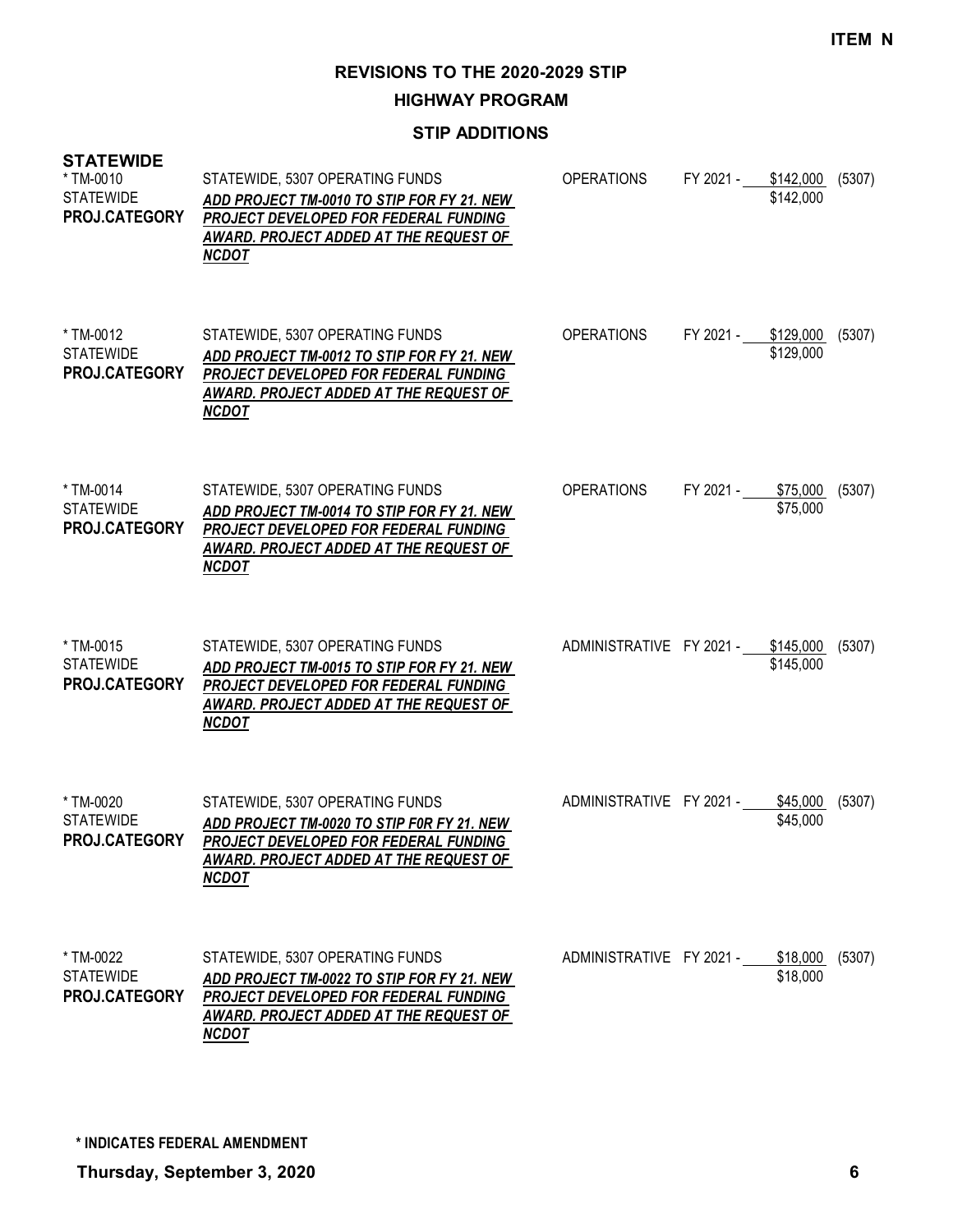**ITEM N**

# REVISIONS TO THE 2020-2029 STIP

## HIGHWAY PROGRAM

### STIP ADDITIONS

**STATEWIDE**

| Project | Description | Category | Year | Amount | Fund |
|---|---|---|---|---|---|
| * TM-0010<br>STATEWIDE<br>**PROJ.CATEGORY** | STATEWIDE, 5307 OPERATING FUNDS<br>***ADD PROJECT TM-0010 TO STIP FOR FY 21. NEW PROJECT DEVELOPED FOR FEDERAL FUNDING AWARD. PROJECT ADDED AT THE REQUEST OF NCDOT*** | OPERATIONS | FY 2021 - | $142,000<br>$142,000 | (5307) |
| * TM-0012<br>STATEWIDE<br>**PROJ.CATEGORY** | STATEWIDE, 5307 OPERATING FUNDS<br>***ADD PROJECT TM-0012 TO STIP FOR FY 21. NEW PROJECT DEVELOPED FOR FEDERAL FUNDING AWARD. PROJECT ADDED AT THE REQUEST OF NCDOT*** | OPERATIONS | FY 2021 - | $129,000<br>$129,000 | (5307) |
| * TM-0014<br>STATEWIDE<br>**PROJ.CATEGORY** | STATEWIDE, 5307 OPERATING FUNDS<br>***ADD PROJECT TM-0014 TO STIP FOR FY 21. NEW PROJECT DEVELOPED FOR FEDERAL FUNDING AWARD. PROJECT ADDED AT THE REQUEST OF NCDOT*** | OPERATIONS | FY 2021 - | $75,000<br>$75,000 | (5307) |
| * TM-0015<br>STATEWIDE<br>**PROJ.CATEGORY** | STATEWIDE, 5307 OPERATING FUNDS<br>***ADD PROJECT TM-0015 TO STIP FOR FY 21. NEW PROJECT DEVELOPED FOR FEDERAL FUNDING AWARD. PROJECT ADDED AT THE REQUEST OF NCDOT*** | ADMINISTRATIVE | FY 2021 - | $145,000<br>$145,000 | (5307) |
| * TM-0020<br>STATEWIDE<br>**PROJ.CATEGORY** | STATEWIDE, 5307 OPERATING FUNDS<br>***ADD PROJECT TM-0020 TO STIP F0R FY 21. NEW PROJECT DEVELOPED FOR FEDERAL FUNDING AWARD. PROJECT ADDED AT THE REQUEST OF NCDOT*** | ADMINISTRATIVE | FY 2021 - | $45,000<br>$45,000 | (5307) |
| * TM-0022<br>STATEWIDE<br>**PROJ.CATEGORY** | STATEWIDE, 5307 OPERATING FUNDS<br>***ADD PROJECT TM-0022 TO STIP FOR FY 21. NEW PROJECT DEVELOPED FOR FEDERAL FUNDING AWARD. PROJECT ADDED AT THE REQUEST OF NCDOT*** | ADMINISTRATIVE | FY 2021 - | $18,000<br>$18,000 | (5307) |

**\* INDICATES FEDERAL AMENDMENT**

**Thursday, September 3, 2020**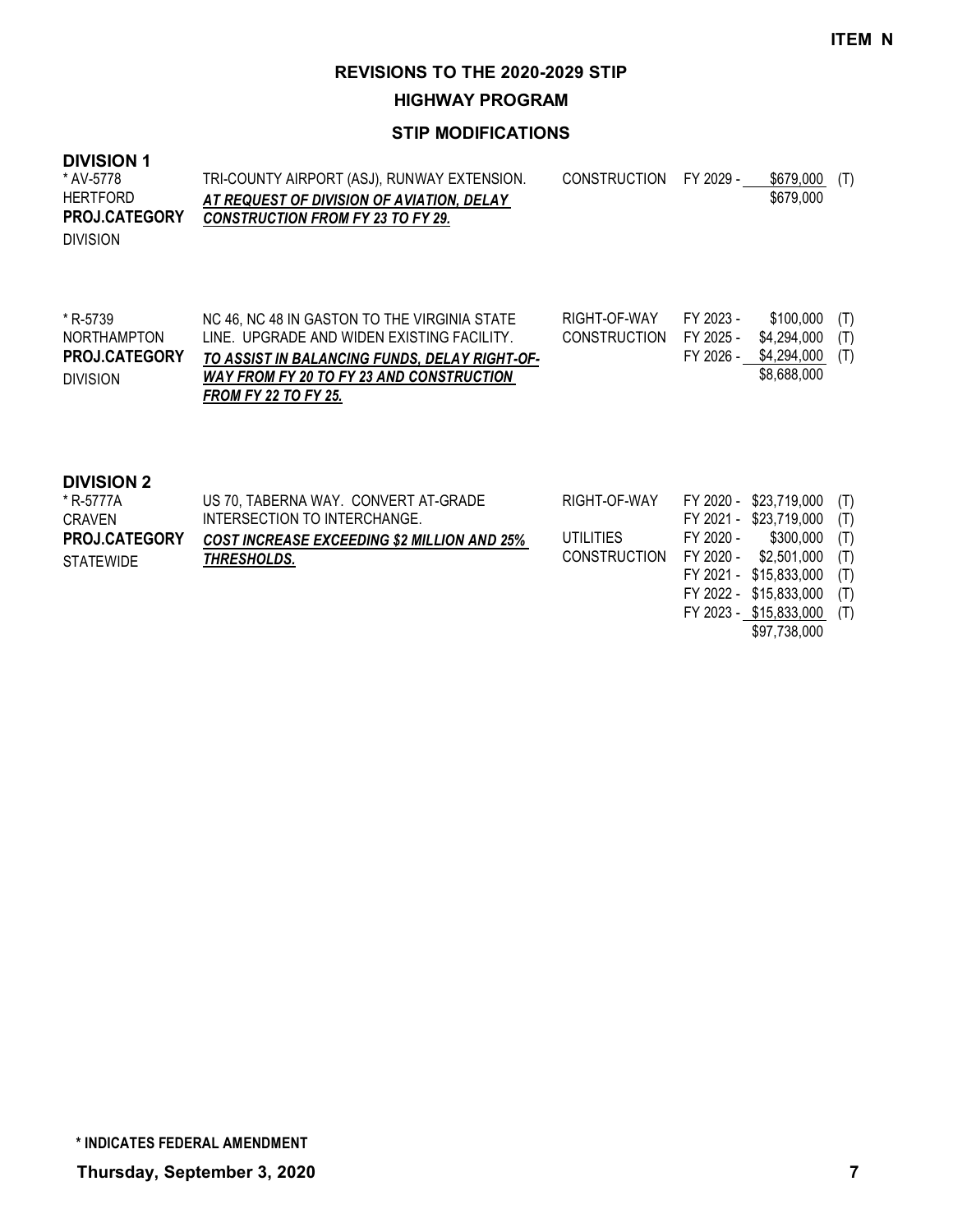**ITEM N**

## REVISIONS TO THE 2020-2029 STIP

## HIGHWAY PROGRAM

### STIP MODIFICATIONS

### DIVISION 1

| Project | Description | Work Type | Fiscal Year | Amount | |
|---|---|---|---|---|---|
| * AV-5778<br>HERTFORD<br>**PROJ.CATEGORY**<br>DIVISION | TRI-COUNTY AIRPORT (ASJ), RUNWAY EXTENSION.<br>***AT REQUEST OF DIVISION OF AVIATION, DELAY CONSTRUCTION FROM FY 23 TO FY 29.*** | CONSTRUCTION | FY 2029 - | $679,000 | (T) |
| | | | | $679,000 | |
| * R-5739<br>NORTHAMPTON<br>**PROJ.CATEGORY**<br>DIVISION | NC 46, NC 48 IN GASTON TO THE VIRGINIA STATE LINE. UPGRADE AND WIDEN EXISTING FACILITY.<br>***TO ASSIST IN BALANCING FUNDS, DELAY RIGHT-OF-WAY FROM FY 20 TO FY 23 AND CONSTRUCTION FROM FY 22 TO FY 25.*** | RIGHT-OF-WAY | FY 2023 - | $100,000 | (T) |
| | | CONSTRUCTION | FY 2025 - | $4,294,000 | (T) |
| | | | FY 2026 - | $4,294,000 | (T) |
| | | | | $8,688,000 | |

### DIVISION 2

| Project | Description | Work Type | Fiscal Year | Amount | |
|---|---|---|---|---|---|
| * R-5777A<br>CRAVEN<br>**PROJ.CATEGORY**<br>STATEWIDE | US 70, TABERNA WAY. CONVERT AT-GRADE INTERSECTION TO INTERCHANGE.<br>***COST INCREASE EXCEEDING $2 MILLION AND 25% THRESHOLDS.*** | RIGHT-OF-WAY | FY 2020 - | $23,719,000 | (T) |
| | | | FY 2021 - | $23,719,000 | (T) |
| | | UTILITIES | FY 2020 - | $300,000 | (T) |
| | | CONSTRUCTION | FY 2020 - | $2,501,000 | (T) |
| | | | FY 2021 - | $15,833,000 | (T) |
| | | | FY 2022 - | $15,833,000 | (T) |
| | | | FY 2023 - | $15,833,000 | (T) |
| | | | | $97,738,000 | |

**\* INDICATES FEDERAL AMENDMENT**

**Thursday, September 3, 2020**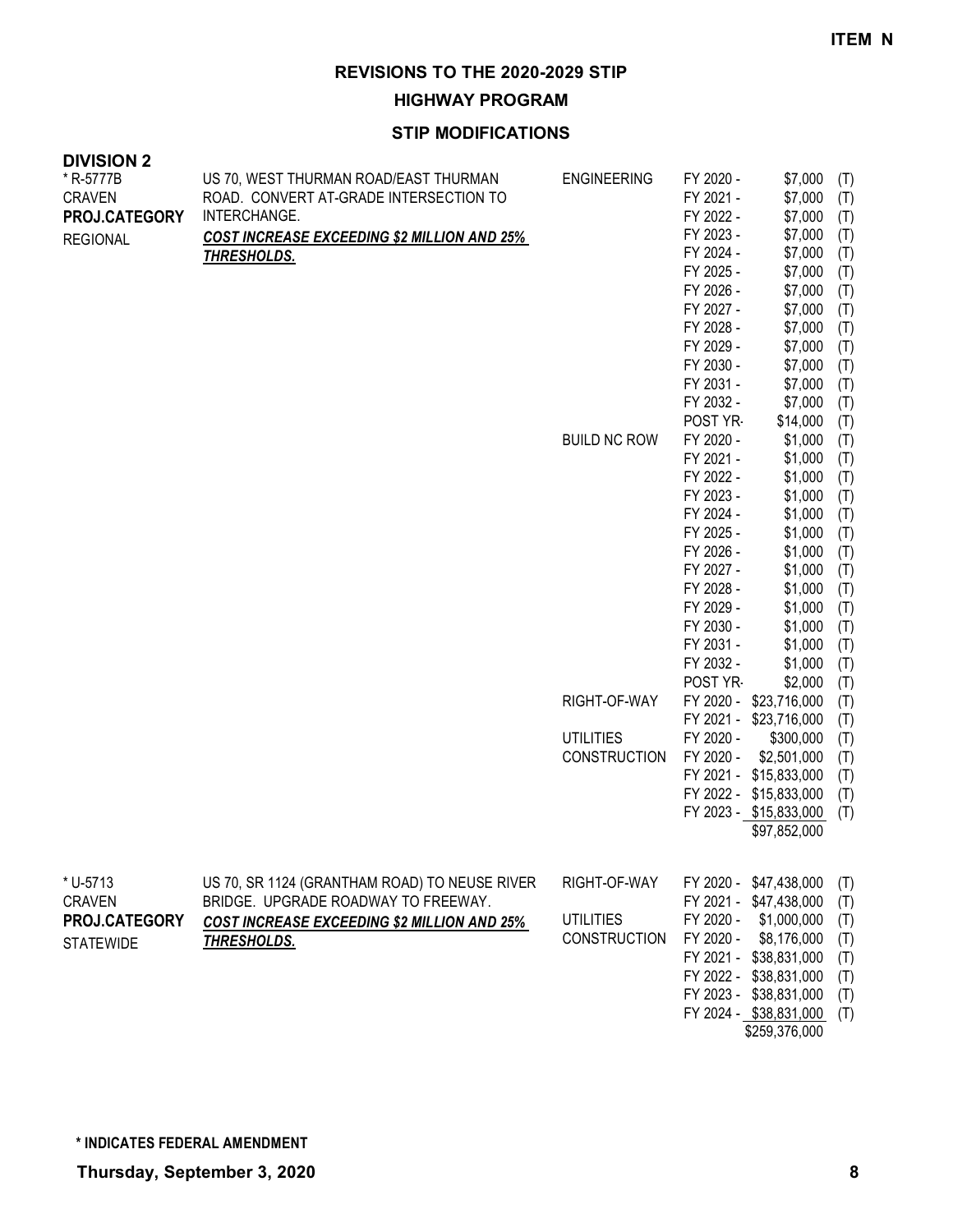**ITEM N**

# REVISIONS TO THE 2020-2029 STIP

## HIGHWAY PROGRAM

### STIP MODIFICATIONS

**DIVISION 2**

| Project | Description | Work Type | Fiscal Year | Amount | Fund |
|---|---|---|---|---|---|
| * R-5777B<br>CRAVEN<br>**PROJ.CATEGORY**<br>REGIONAL | US 70, WEST THURMAN ROAD/EAST THURMAN ROAD. CONVERT AT-GRADE INTERSECTION TO INTERCHANGE.<br>***COST INCREASE EXCEEDING $2 MILLION AND 25% THRESHOLDS.*** | ENGINEERING | FY 2020 - | $7,000 | (T) |
| | | | FY 2021 - | $7,000 | (T) |
| | | | FY 2022 - | $7,000 | (T) |
| | | | FY 2023 - | $7,000 | (T) |
| | | | FY 2024 - | $7,000 | (T) |
| | | | FY 2025 - | $7,000 | (T) |
| | | | FY 2026 - | $7,000 | (T) |
| | | | FY 2027 - | $7,000 | (T) |
| | | | FY 2028 - | $7,000 | (T) |
| | | | FY 2029 - | $7,000 | (T) |
| | | | FY 2030 - | $7,000 | (T) |
| | | | FY 2031 - | $7,000 | (T) |
| | | | FY 2032 - | $7,000 | (T) |
| | | | POST YR- | $14,000 | (T) |
| | | BUILD NC ROW | FY 2020 - | $1,000 | (T) |
| | | | FY 2021 - | $1,000 | (T) |
| | | | FY 2022 - | $1,000 | (T) |
| | | | FY 2023 - | $1,000 | (T) |
| | | | FY 2024 - | $1,000 | (T) |
| | | | FY 2025 - | $1,000 | (T) |
| | | | FY 2026 - | $1,000 | (T) |
| | | | FY 2027 - | $1,000 | (T) |
| | | | FY 2028 - | $1,000 | (T) |
| | | | FY 2029 - | $1,000 | (T) |
| | | | FY 2030 - | $1,000 | (T) |
| | | | FY 2031 - | $1,000 | (T) |
| | | | FY 2032 - | $1,000 | (T) |
| | | | POST YR- | $2,000 | (T) |
| | | RIGHT-OF-WAY | FY 2020 - | $23,716,000 | (T) |
| | | | FY 2021 - | $23,716,000 | (T) |
| | | UTILITIES | FY 2020 - | $300,000 | (T) |
| | | CONSTRUCTION | FY 2020 - | $2,501,000 | (T) |
| | | | FY 2021 - | $15,833,000 | (T) |
| | | | FY 2022 - | $15,833,000 | (T) |
| | | | FY 2023 - | $15,833,000 | (T) |
| | | | | $97,852,000 | |
| * U-5713<br>CRAVEN<br>**PROJ.CATEGORY**<br>STATEWIDE | US 70, SR 1124 (GRANTHAM ROAD) TO NEUSE RIVER BRIDGE. UPGRADE ROADWAY TO FREEWAY.<br>***COST INCREASE EXCEEDING $2 MILLION AND 25% THRESHOLDS.*** | RIGHT-OF-WAY | FY 2020 - | $47,438,000 | (T) |
| | | | FY 2021 - | $47,438,000 | (T) |
| | | UTILITIES | FY 2020 - | $1,000,000 | (T) |
| | | CONSTRUCTION | FY 2020 - | $8,176,000 | (T) |
| | | | FY 2021 - | $38,831,000 | (T) |
| | | | FY 2022 - | $38,831,000 | (T) |
| | | | FY 2023 - | $38,831,000 | (T) |
| | | | FY 2024 - | $38,831,000 | (T) |
| | | | | $259,376,000 | |

**\* INDICATES FEDERAL AMENDMENT**

**Thursday, September 3, 2020**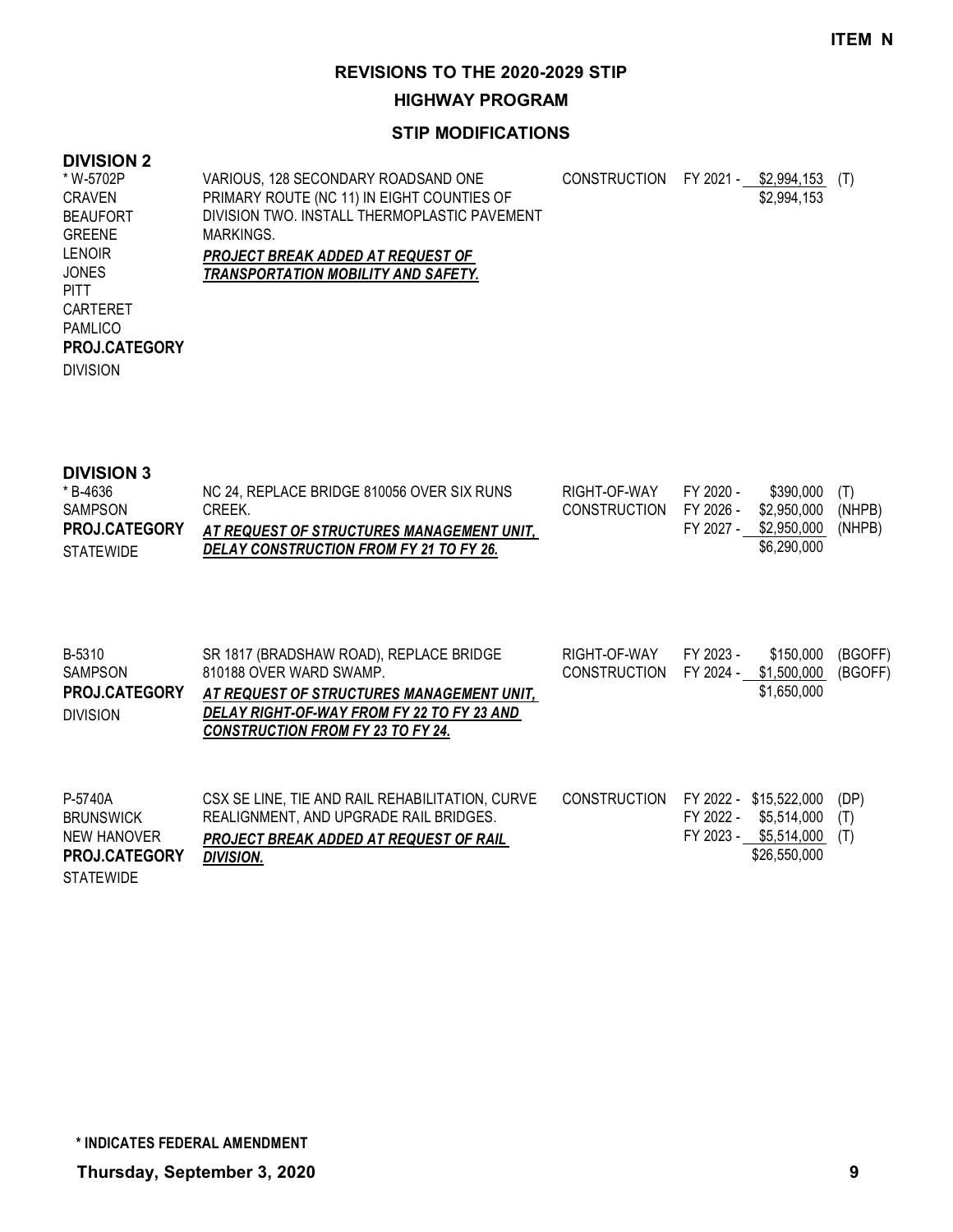**ITEM N**

# REVISIONS TO THE 2020-2029 STIP

## HIGHWAY PROGRAM

### STIP MODIFICATIONS

### DIVISION 2

| Project | Description | Phase | Fiscal Year | Amount | Funding |
|---|---|---|---|---|---|
| * W-5702P<br>CRAVEN<br>BEAUFORT<br>GREENE<br>LENOIR<br>JONES<br>PITT<br>CARTERET<br>PAMLICO<br>**PROJ.CATEGORY**<br>DIVISION | VARIOUS, 128 SECONDARY ROADSAND ONE PRIMARY ROUTE (NC 11) IN EIGHT COUNTIES OF DIVISION TWO. INSTALL THERMOPLASTIC PAVEMENT MARKINGS.<br>***PROJECT BREAK ADDED AT REQUEST OF TRANSPORTATION MOBILITY AND SAFETY.*** | CONSTRUCTION | FY 2021 - | $2,994,153 | (T) |
| | | | | $2,994,153 | |

### DIVISION 3

| Project | Description | Phase | Fiscal Year | Amount | Funding |
|---|---|---|---|---|---|
| * B-4636<br>SAMPSON<br>**PROJ.CATEGORY**<br>STATEWIDE | NC 24, REPLACE BRIDGE 810056 OVER SIX RUNS CREEK.<br>***AT REQUEST OF STRUCTURES MANAGEMENT UNIT, DELAY CONSTRUCTION FROM FY 21 TO FY 26.*** | RIGHT-OF-WAY | FY 2020 - | $390,000 | (T) |
| | | CONSTRUCTION | FY 2026 - | $2,950,000 | (NHPB) |
| | | | FY 2027 - | $2,950,000 | (NHPB) |
| | | | | $6,290,000 | |
| B-5310<br>SAMPSON<br>**PROJ.CATEGORY**<br>DIVISION | SR 1817 (BRADSHAW ROAD), REPLACE BRIDGE 810188 OVER WARD SWAMP.<br>***AT REQUEST OF STRUCTURES MANAGEMENT UNIT, DELAY RIGHT-OF-WAY FROM FY 22 TO FY 23 AND CONSTRUCTION FROM FY 23 TO FY 24.*** | RIGHT-OF-WAY | FY 2023 - | $150,000 | (BGOFF) |
| | | CONSTRUCTION | FY 2024 - | $1,500,000 | (BGOFF) |
| | | | | $1,650,000 | |
| P-5740A<br>BRUNSWICK<br>NEW HANOVER<br>**PROJ.CATEGORY**<br>STATEWIDE | CSX SE LINE, TIE AND RAIL REHABILITATION, CURVE REALIGNMENT, AND UPGRADE RAIL BRIDGES.<br>***PROJECT BREAK ADDED AT REQUEST OF RAIL DIVISION.*** | CONSTRUCTION | FY 2022 - | $15,522,000 | (DP) |
| | | | FY 2022 - | $5,514,000 | (T) |
| | | | FY 2023 - | $5,514,000 | (T) |
| | | | | $26,550,000 | |

**\* INDICATES FEDERAL AMENDMENT**

**Thursday, September 3, 2020**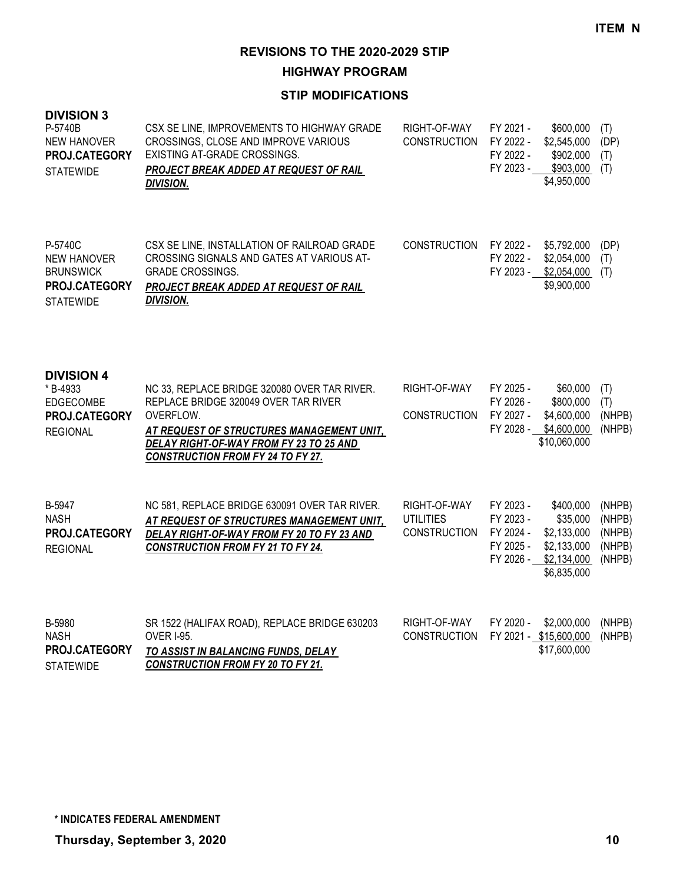**ITEM N**

# REVISIONS TO THE 2020-2029 STIP

## HIGHWAY PROGRAM

### STIP MODIFICATIONS

**DIVISION 3**

| Project | Description | Phase | FY | Amount | Fund |
|---|---|---|---|---|---|
| P-5740B<br>NEW HANOVER<br>**PROJ.CATEGORY**<br>STATEWIDE | CSX SE LINE, IMPROVEMENTS TO HIGHWAY GRADE CROSSINGS, CLOSE AND IMPROVE VARIOUS EXISTING AT-GRADE CROSSINGS.<br>***PROJECT BREAK ADDED AT REQUEST OF RAIL DIVISION.*** | RIGHT-OF-WAY | FY 2021 - | $600,000 | (T) |
| | | CONSTRUCTION | FY 2022 - | $2,545,000 | (DP) |
| | | | FY 2022 - | $902,000 | (T) |
| | | | FY 2023 - | $903,000 | (T) |
| | | | | $4,950,000 | |
| P-5740C<br>NEW HANOVER<br>BRUNSWICK<br>**PROJ.CATEGORY**<br>STATEWIDE | CSX SE LINE, INSTALLATION OF RAILROAD GRADE CROSSING SIGNALS AND GATES AT VARIOUS AT-GRADE CROSSINGS.<br>***PROJECT BREAK ADDED AT REQUEST OF RAIL DIVISION.*** | CONSTRUCTION | FY 2022 - | $5,792,000 | (DP) |
| | | | FY 2022 - | $2,054,000 | (T) |
| | | | FY 2023 - | $2,054,000 | (T) |
| | | | | $9,900,000 | |

**DIVISION 4**

| Project | Description | Phase | FY | Amount | Fund |
|---|---|---|---|---|---|
| * B-4933<br>EDGECOMBE<br>**PROJ.CATEGORY**<br>REGIONAL | NC 33, REPLACE BRIDGE 320080 OVER TAR RIVER. REPLACE BRIDGE 320049 OVER TAR RIVER OVERFLOW.<br>***AT REQUEST OF STRUCTURES MANAGEMENT UNIT, DELAY RIGHT-OF-WAY FROM FY 23 TO 25 AND CONSTRUCTION FROM FY 24 TO FY 27.*** | RIGHT-OF-WAY | FY 2025 - | $60,000 | (T) |
| | | | FY 2026 - | $800,000 | (T) |
| | | CONSTRUCTION | FY 2027 - | $4,600,000 | (NHPB) |
| | | | FY 2028 - | $4,600,000 | (NHPB) |
| | | | | $10,060,000 | |
| B-5947<br>NASH<br>**PROJ.CATEGORY**<br>REGIONAL | NC 581, REPLACE BRIDGE 630091 OVER TAR RIVER.<br>***AT REQUEST OF STRUCTURES MANAGEMENT UNIT, DELAY RIGHT-OF-WAY FROM FY 20 TO FY 23 AND CONSTRUCTION FROM FY 21 TO FY 24.*** | RIGHT-OF-WAY | FY 2023 - | $400,000 | (NHPB) |
| | | UTILITIES | FY 2023 - | $35,000 | (NHPB) |
| | | CONSTRUCTION | FY 2024 - | $2,133,000 | (NHPB) |
| | | | FY 2025 - | $2,133,000 | (NHPB) |
| | | | FY 2026 - | $2,134,000 | (NHPB) |
| | | | | $6,835,000 | |
| B-5980<br>NASH<br>**PROJ.CATEGORY**<br>STATEWIDE | SR 1522 (HALIFAX ROAD), REPLACE BRIDGE 630203 OVER I-95.<br>***TO ASSIST IN BALANCING FUNDS, DELAY CONSTRUCTION FROM FY 20 TO FY 21.*** | RIGHT-OF-WAY | FY 2020 - | $2,000,000 | (NHPB) |
| | | CONSTRUCTION | FY 2021 - | $15,600,000 | (NHPB) |
| | | | | $17,600,000 | |

**\* INDICATES FEDERAL AMENDMENT**

**Thursday, September 3, 2020**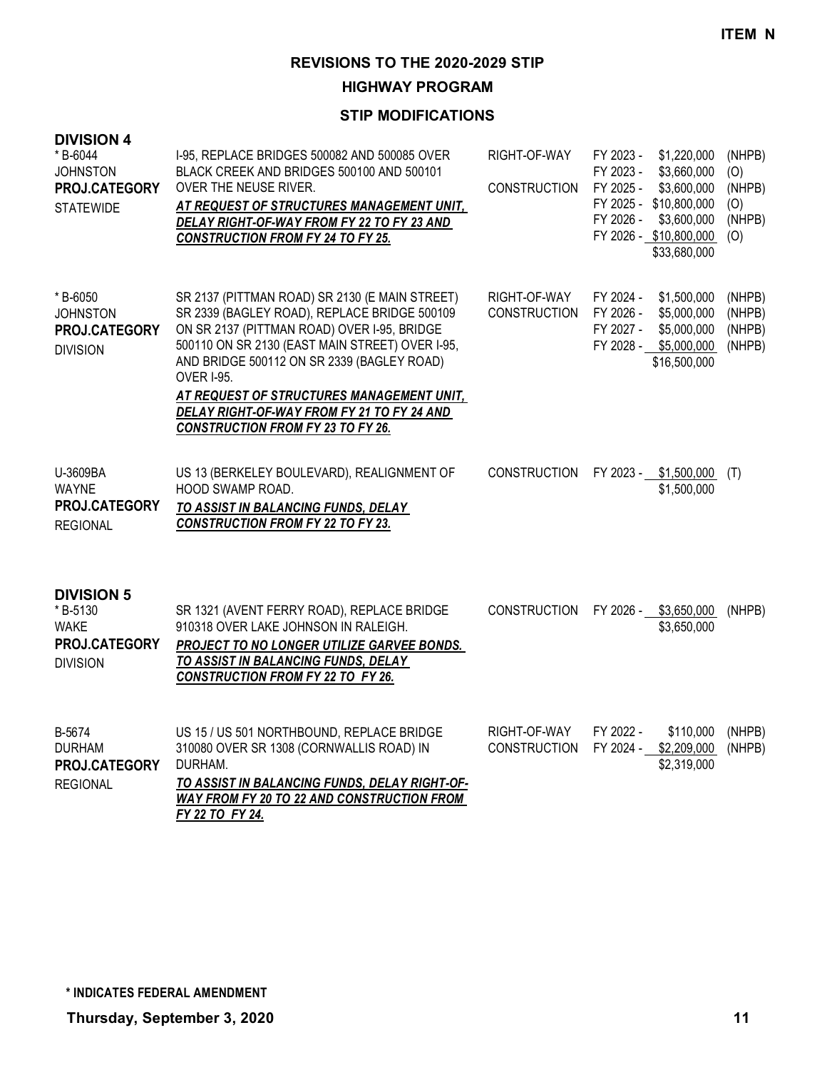**ITEM N**

# REVISIONS TO THE 2020-2029 STIP

## HIGHWAY PROGRAM

### STIP MODIFICATIONS

**DIVISION 4**

| Project | Description | Work Type | Fiscal Year | Amount | Fund |
|---|---|---|---|---|---|
| * B-6044<br>JOHNSTON<br>**PROJ.CATEGORY**<br>STATEWIDE | I-95, REPLACE BRIDGES 500082 AND 500085 OVER BLACK CREEK AND BRIDGES 500100 AND 500101 OVER THE NEUSE RIVER.<br>***AT REQUEST OF STRUCTURES MANAGEMENT UNIT, DELAY RIGHT-OF-WAY FROM FY 22 TO FY 23 AND CONSTRUCTION FROM FY 24 TO FY 25.*** | RIGHT-OF-WAY | FY 2023 - | $1,220,000 | (NHPB) |
| | | | FY 2023 - | $3,660,000 | (O) |
| | | CONSTRUCTION | FY 2025 - | $3,600,000 | (NHPB) |
| | | | FY 2025 - | $10,800,000 | (O) |
| | | | FY 2026 - | $3,600,000 | (NHPB) |
| | | | FY 2026 - | $10,800,000 | (O) |
| | | | | $33,680,000 | |
| * B-6050<br>JOHNSTON<br>**PROJ.CATEGORY**<br>DIVISION | SR 2137 (PITTMAN ROAD) SR 2130 (E MAIN STREET) SR 2339 (BAGLEY ROAD), REPLACE BRIDGE 500109 ON SR 2137 (PITTMAN ROAD) OVER I-95, BRIDGE 500110 ON SR 2130 (EAST MAIN STREET) OVER I-95, AND BRIDGE 500112 ON SR 2339 (BAGLEY ROAD) OVER I-95.<br>***AT REQUEST OF STRUCTURES MANAGEMENT UNIT, DELAY RIGHT-OF-WAY FROM FY 21 TO FY 24 AND CONSTRUCTION FROM FY 23 TO FY 26.*** | RIGHT-OF-WAY | FY 2024 - | $1,500,000 | (NHPB) |
| | | CONSTRUCTION | FY 2026 - | $5,000,000 | (NHPB) |
| | | | FY 2027 - | $5,000,000 | (NHPB) |
| | | | FY 2028 - | $5,000,000 | (NHPB) |
| | | | | $16,500,000 | |
| U-3609BA<br>WAYNE<br>**PROJ.CATEGORY**<br>REGIONAL | US 13 (BERKELEY BOULEVARD), REALIGNMENT OF HOOD SWAMP ROAD.<br>***TO ASSIST IN BALANCING FUNDS, DELAY CONSTRUCTION FROM FY 22 TO FY 23.*** | CONSTRUCTION | FY 2023 - | $1,500,000 | (T) |
| | | | | $1,500,000 | |

**DIVISION 5**

| Project | Description | Work Type | Fiscal Year | Amount | Fund |
|---|---|---|---|---|---|
| * B-5130<br>WAKE<br>**PROJ.CATEGORY**<br>DIVISION | SR 1321 (AVENT FERRY ROAD), REPLACE BRIDGE 910318 OVER LAKE JOHNSON IN RALEIGH.<br>***PROJECT TO NO LONGER UTILIZE GARVEE BONDS. TO ASSIST IN BALANCING FUNDS, DELAY CONSTRUCTION FROM FY 22 TO FY 26.*** | CONSTRUCTION | FY 2026 - | $3,650,000 | (NHPB) |
| | | | | $3,650,000 | |
| B-5674<br>DURHAM<br>**PROJ.CATEGORY**<br>REGIONAL | US 15 / US 501 NORTHBOUND, REPLACE BRIDGE 310080 OVER SR 1308 (CORNWALLIS ROAD) IN DURHAM.<br>***TO ASSIST IN BALANCING FUNDS, DELAY RIGHT-OF-WAY FROM FY 20 TO 22 AND CONSTRUCTION FROM FY 22 TO FY 24.*** | RIGHT-OF-WAY | FY 2022 - | $110,000 | (NHPB) |
| | | CONSTRUCTION | FY 2024 - | $2,209,000 | (NHPB) |
| | | | | $2,319,000 | |

**\* INDICATES FEDERAL AMENDMENT**

**Thursday, September 3, 2020**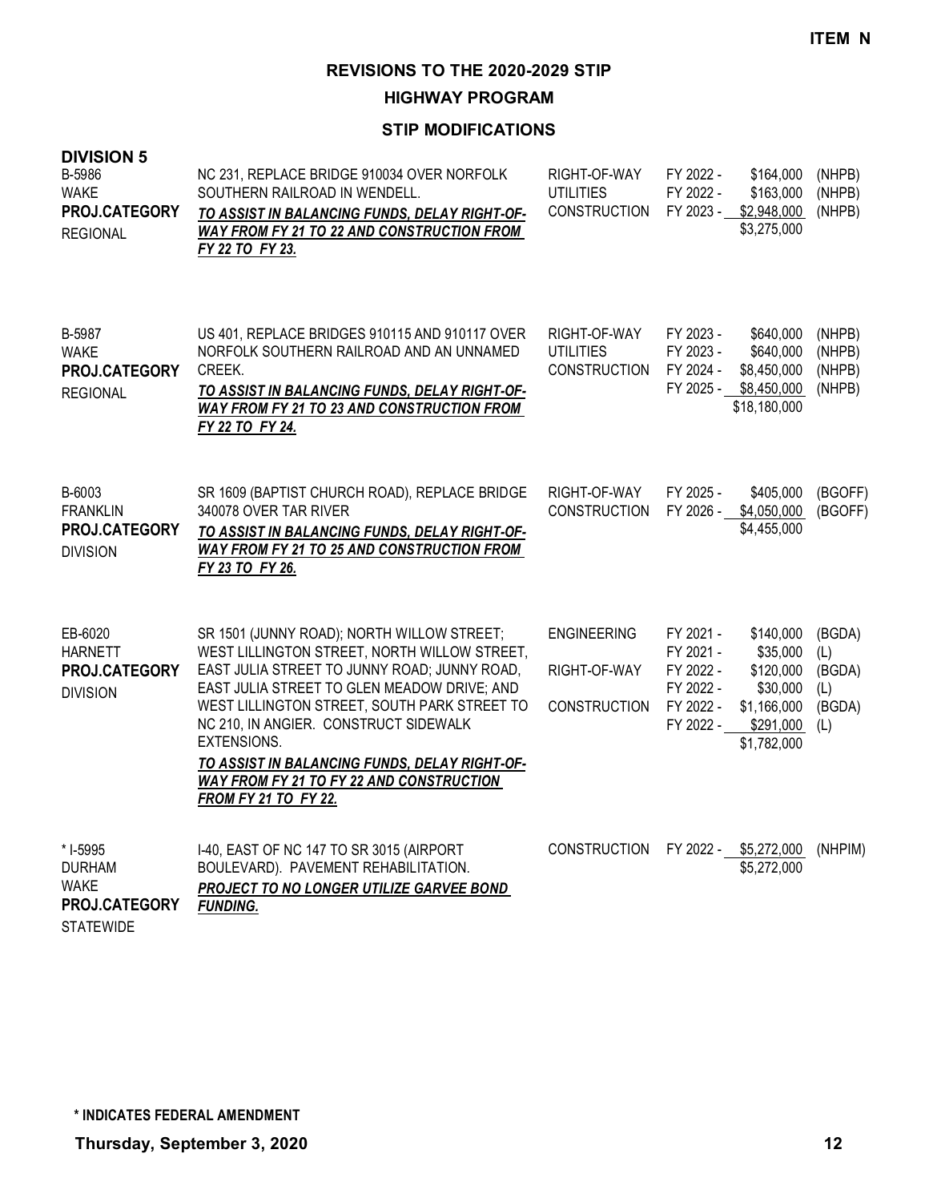ITEM N

# REVISIONS TO THE 2020-2029 STIP

## HIGHWAY PROGRAM

### STIP MODIFICATIONS

**DIVISION 5**

| Project | Description | Phase | FY | Amount | Fund |
|---|---|---|---|---|---|
| B-5986<br>WAKE<br>**PROJ.CATEGORY**<br>REGIONAL | NC 231, REPLACE BRIDGE 910034 OVER NORFOLK SOUTHERN RAILROAD IN WENDELL.<br>***TO ASSIST IN BALANCING FUNDS, DELAY RIGHT-OF-WAY FROM FY 21 TO 22 AND CONSTRUCTION FROM FY 22 TO FY 23.*** | RIGHT-OF-WAY<br>UTILITIES<br>CONSTRUCTION | FY 2022 -<br>FY 2022 -<br>FY 2023 - | $164,000<br>$163,000<br>$2,948,000<br>$3,275,000 | (NHPB)<br>(NHPB)<br>(NHPB) |
| B-5987<br>WAKE<br>**PROJ.CATEGORY**<br>REGIONAL | US 401, REPLACE BRIDGES 910115 AND 910117 OVER NORFOLK SOUTHERN RAILROAD AND AN UNNAMED CREEK.<br>***TO ASSIST IN BALANCING FUNDS, DELAY RIGHT-OF-WAY FROM FY 21 TO 23 AND CONSTRUCTION FROM FY 22 TO FY 24.*** | RIGHT-OF-WAY<br>UTILITIES<br>CONSTRUCTION | FY 2023 -<br>FY 2023 -<br>FY 2024 -<br>FY 2025 - | $640,000<br>$640,000<br>$8,450,000<br>$8,450,000<br>$18,180,000 | (NHPB)<br>(NHPB)<br>(NHPB)<br>(NHPB) |
| B-6003<br>FRANKLIN<br>**PROJ.CATEGORY**<br>DIVISION | SR 1609 (BAPTIST CHURCH ROAD), REPLACE BRIDGE 340078 OVER TAR RIVER<br>***TO ASSIST IN BALANCING FUNDS, DELAY RIGHT-OF-WAY FROM FY 21 TO 25 AND CONSTRUCTION FROM FY 23 TO FY 26.*** | RIGHT-OF-WAY<br>CONSTRUCTION | FY 2025 -<br>FY 2026 - | $405,000<br>$4,050,000<br>$4,455,000 | (BGOFF)<br>(BGOFF) |
| EB-6020<br>HARNETT<br>**PROJ.CATEGORY**<br>DIVISION | SR 1501 (JUNNY ROAD); NORTH WILLOW STREET; WEST LILLINGTON STREET, NORTH WILLOW STREET, EAST JULIA STREET TO JUNNY ROAD; JUNNY ROAD, EAST JULIA STREET TO GLEN MEADOW DRIVE; AND WEST LILLINGTON STREET, SOUTH PARK STREET TO NC 210, IN ANGIER. CONSTRUCT SIDEWALK EXTENSIONS.<br>***TO ASSIST IN BALANCING FUNDS, DELAY RIGHT-OF-WAY FROM FY 21 TO FY 22 AND CONSTRUCTION FROM FY 21 TO FY 22.*** | ENGINEERING<br><br>RIGHT-OF-WAY<br><br>CONSTRUCTION | FY 2021 -<br>FY 2021 -<br>FY 2022 -<br>FY 2022 -<br>FY 2022 -<br>FY 2022 - | $140,000<br>$35,000<br>$120,000<br>$30,000<br>$1,166,000<br>$291,000<br>$1,782,000 | (BGDA)<br>(L)<br>(BGDA)<br>(L)<br>(BGDA)<br>(L) |
| * I-5995<br>DURHAM<br>WAKE<br>**PROJ.CATEGORY**<br>STATEWIDE | I-40, EAST OF NC 147 TO SR 3015 (AIRPORT BOULEVARD). PAVEMENT REHABILITATION.<br>***PROJECT TO NO LONGER UTILIZE GARVEE BOND FUNDING.*** | CONSTRUCTION | FY 2022 - | $5,272,000<br>$5,272,000 | (NHPIM) |

**\* INDICATES FEDERAL AMENDMENT**

**Thursday, September 3, 2020**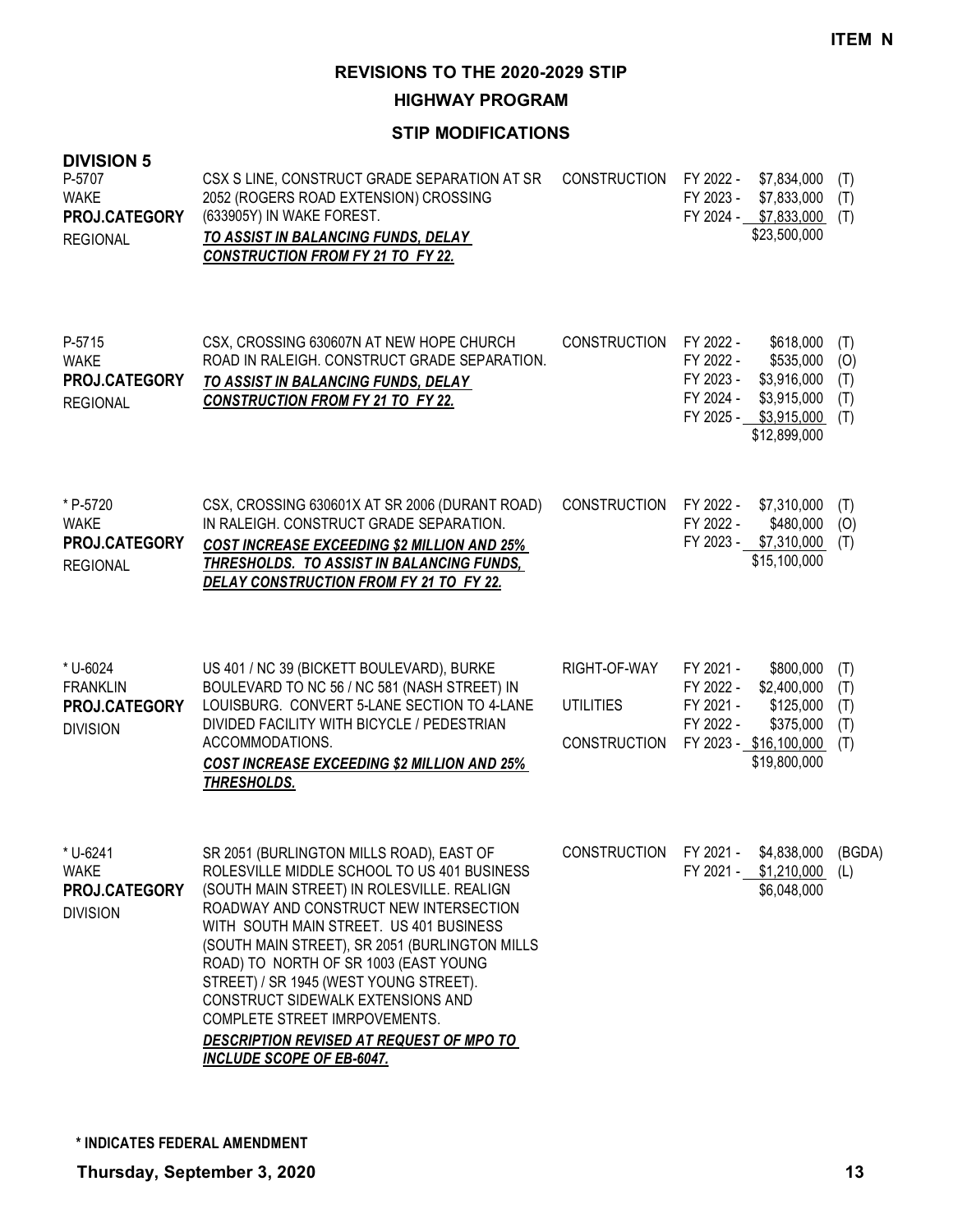**ITEM N**

# REVISIONS TO THE 2020-2029 STIP

## HIGHWAY PROGRAM

### STIP MODIFICATIONS

**DIVISION 5**

| Project | Description | Phase | Fiscal Year / Cost | Fund |
|---|---|---|---|---|
| P-5707<br>WAKE<br>**PROJ.CATEGORY**<br>REGIONAL | CSX S LINE, CONSTRUCT GRADE SEPARATION AT SR 2052 (ROGERS ROAD EXTENSION) CROSSING (633905Y) IN WAKE FOREST.<br>***TO ASSIST IN BALANCING FUNDS, DELAY CONSTRUCTION FROM FY 21 TO FY 22.*** | CONSTRUCTION | FY 2022 - $7,834,000<br>FY 2023 - $7,833,000<br>FY 2024 - $7,833,000<br>$23,500,000 | (T)<br>(T)<br>(T) |
| P-5715<br>WAKE<br>**PROJ.CATEGORY**<br>REGIONAL | CSX, CROSSING 630607N AT NEW HOPE CHURCH ROAD IN RALEIGH. CONSTRUCT GRADE SEPARATION.<br>***TO ASSIST IN BALANCING FUNDS, DELAY CONSTRUCTION FROM FY 21 TO FY 22.*** | CONSTRUCTION | FY 2022 - $618,000<br>FY 2022 - $535,000<br>FY 2023 - $3,916,000<br>FY 2024 - $3,915,000<br>FY 2025 - $3,915,000<br>$12,899,000 | (T)<br>(O)<br>(T)<br>(T)<br>(T) |
| * P-5720<br>WAKE<br>**PROJ.CATEGORY**<br>REGIONAL | CSX, CROSSING 630601X AT SR 2006 (DURANT ROAD) IN RALEIGH. CONSTRUCT GRADE SEPARATION.<br>***COST INCREASE EXCEEDING $2 MILLION AND 25% THRESHOLDS. TO ASSIST IN BALANCING FUNDS, DELAY CONSTRUCTION FROM FY 21 TO FY 22.*** | CONSTRUCTION | FY 2022 - $7,310,000<br>FY 2022 - $480,000<br>FY 2023 - $7,310,000<br>$15,100,000 | (T)<br>(O)<br>(T) |
| * U-6024<br>FRANKLIN<br>**PROJ.CATEGORY**<br>DIVISION | US 401 / NC 39 (BICKETT BOULEVARD), BURKE BOULEVARD TO NC 56 / NC 581 (NASH STREET) IN LOUISBURG. CONVERT 5-LANE SECTION TO 4-LANE DIVIDED FACILITY WITH BICYCLE / PEDESTRIAN ACCOMMODATIONS.<br>***COST INCREASE EXCEEDING $2 MILLION AND 25% THRESHOLDS.*** | RIGHT-OF-WAY<br><br>UTILITIES<br><br>CONSTRUCTION | FY 2021 - $800,000<br>FY 2022 - $2,400,000<br>FY 2021 - $125,000<br>FY 2022 - $375,000<br>FY 2023 - $16,100,000<br>$19,800,000 | (T)<br>(T)<br>(T)<br>(T)<br>(T) |
| * U-6241<br>WAKE<br>**PROJ.CATEGORY**<br>DIVISION | SR 2051 (BURLINGTON MILLS ROAD), EAST OF ROLESVILLE MIDDLE SCHOOL TO US 401 BUSINESS (SOUTH MAIN STREET) IN ROLESVILLE. REALIGN ROADWAY AND CONSTRUCT NEW INTERSECTION WITH SOUTH MAIN STREET. US 401 BUSINESS (SOUTH MAIN STREET), SR 2051 (BURLINGTON MILLS ROAD) TO NORTH OF SR 1003 (EAST YOUNG STREET) / SR 1945 (WEST YOUNG STREET). CONSTRUCT SIDEWALK EXTENSIONS AND COMPLETE STREET IMRPOVEMENTS.<br>***DESCRIPTION REVISED AT REQUEST OF MPO TO INCLUDE SCOPE OF EB-6047.*** | CONSTRUCTION | FY 2021 - $4,838,000<br>FY 2021 - $1,210,000<br>$6,048,000 | (BGDA)<br>(L) |

**\* INDICATES FEDERAL AMENDMENT**

**Thursday, September 3, 2020**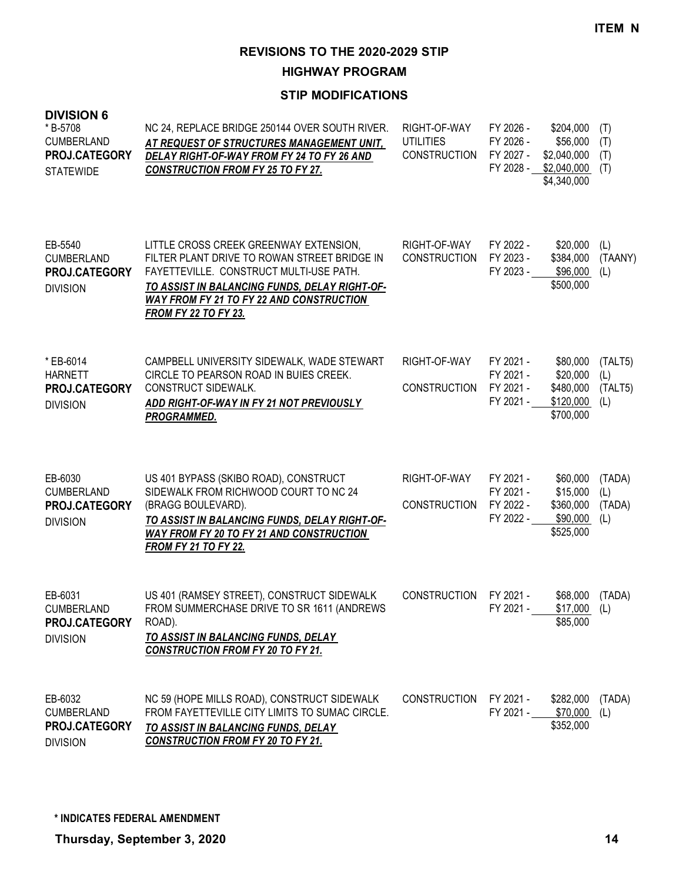**ITEM N**

# REVISIONS TO THE 2020-2029 STIP

## HIGHWAY PROGRAM

### STIP MODIFICATIONS

**DIVISION 6**

| Project | Description | Phase | Fiscal Year | Amount | Source |
|---|---|---|---|---|---|
| * B-5708<br>CUMBERLAND<br>**PROJ.CATEGORY**<br>STATEWIDE | NC 24, REPLACE BRIDGE 250144 OVER SOUTH RIVER.<br>***AT REQUEST OF STRUCTURES MANAGEMENT UNIT, DELAY RIGHT-OF-WAY FROM FY 24 TO FY 26 AND CONSTRUCTION FROM FY 25 TO FY 27.*** | RIGHT-OF-WAY<br>UTILITIES<br>CONSTRUCTION | FY 2026 -<br>FY 2026 -<br>FY 2027 -<br>FY 2028 - | $204,000<br>$56,000<br>$2,040,000<br>$2,040,000<br>$4,340,000 | (T)<br>(T)<br>(T)<br>(T) |
| EB-5540<br>CUMBERLAND<br>**PROJ.CATEGORY**<br>DIVISION | LITTLE CROSS CREEK GREENWAY EXTENSION, FILTER PLANT DRIVE TO ROWAN STREET BRIDGE IN FAYETTEVILLE. CONSTRUCT MULTI-USE PATH.<br>***TO ASSIST IN BALANCING FUNDS, DELAY RIGHT-OF-WAY FROM FY 21 TO FY 22 AND CONSTRUCTION FROM FY 22 TO FY 23.*** | RIGHT-OF-WAY<br>CONSTRUCTION | FY 2022 -<br>FY 2023 -<br>FY 2023 - | $20,000<br>$384,000<br>$96,000<br>$500,000 | (L)<br>(TAANY)<br>(L) |
| * EB-6014<br>HARNETT<br>**PROJ.CATEGORY**<br>DIVISION | CAMPBELL UNIVERSITY SIDEWALK, WADE STEWART CIRCLE TO PEARSON ROAD IN BUIES CREEK. CONSTRUCT SIDEWALK.<br>***ADD RIGHT-OF-WAY IN FY 21 NOT PREVIOUSLY PROGRAMMED.*** | RIGHT-OF-WAY<br><br>CONSTRUCTION | FY 2021 -<br>FY 2021 -<br>FY 2021 -<br>FY 2021 - | $80,000<br>$20,000<br>$480,000<br>$120,000<br>$700,000 | (TALT5)<br>(L)<br>(TALT5)<br>(L) |
| EB-6030<br>CUMBERLAND<br>**PROJ.CATEGORY**<br>DIVISION | US 401 BYPASS (SKIBO ROAD), CONSTRUCT SIDEWALK FROM RICHWOOD COURT TO NC 24 (BRAGG BOULEVARD).<br>***TO ASSIST IN BALANCING FUNDS, DELAY RIGHT-OF-WAY FROM FY 20 TO FY 21 AND CONSTRUCTION FROM FY 21 TO FY 22.*** | RIGHT-OF-WAY<br><br>CONSTRUCTION | FY 2021 -<br>FY 2021 -<br>FY 2022 -<br>FY 2022 - | $60,000<br>$15,000<br>$360,000<br>$90,000<br>$525,000 | (TADA)<br>(L)<br>(TADA)<br>(L) |
| EB-6031<br>CUMBERLAND<br>**PROJ.CATEGORY**<br>DIVISION | US 401 (RAMSEY STREET), CONSTRUCT SIDEWALK FROM SUMMERCHASE DRIVE TO SR 1611 (ANDREWS ROAD).<br>***TO ASSIST IN BALANCING FUNDS, DELAY CONSTRUCTION FROM FY 20 TO FY 21.*** | CONSTRUCTION | FY 2021 -<br>FY 2021 - | $68,000<br>$17,000<br>$85,000 | (TADA)<br>(L) |
| EB-6032<br>CUMBERLAND<br>**PROJ.CATEGORY**<br>DIVISION | NC 59 (HOPE MILLS ROAD), CONSTRUCT SIDEWALK FROM FAYETTEVILLE CITY LIMITS TO SUMAC CIRCLE.<br>***TO ASSIST IN BALANCING FUNDS, DELAY CONSTRUCTION FROM FY 20 TO FY 21.*** | CONSTRUCTION | FY 2021 -<br>FY 2021 - | $282,000<br>$70,000<br>$352,000 | (TADA)<br>(L) |

**\* INDICATES FEDERAL AMENDMENT**

**Thursday, September 3, 2020**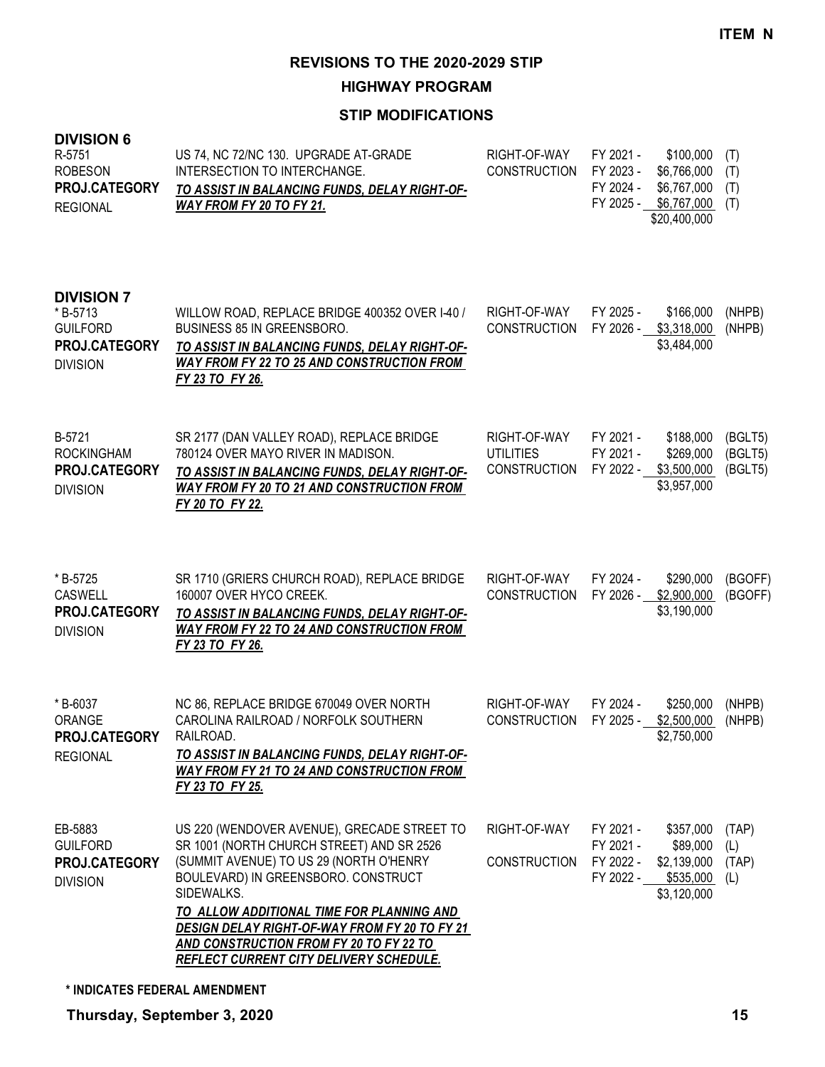ITEM N

# REVISIONS TO THE 2020-2029 STIP

## HIGHWAY PROGRAM

### STIP MODIFICATIONS

**DIVISION 6**

| Project | Description | Work Type | Fiscal Year | Amount | Fund |
|---|---|---|---|---|---|
| R-5751<br>ROBESON<br>**PROJ.CATEGORY**<br>REGIONAL | US 74, NC 72/NC 130. UPGRADE AT-GRADE INTERSECTION TO INTERCHANGE.<br>***TO ASSIST IN BALANCING FUNDS, DELAY RIGHT-OF-WAY FROM FY 20 TO FY 21.*** | RIGHT-OF-WAY | FY 2021 - | $100,000 | (T) |
| | | CONSTRUCTION | FY 2023 - | $6,766,000 | (T) |
| | | | FY 2024 - | $6,767,000 | (T) |
| | | | FY 2025 - | $6,767,000 | (T) |
| | | | | $20,400,000 | |

**DIVISION 7**

| Project | Description | Work Type | Fiscal Year | Amount | Fund |
|---|---|---|---|---|---|
| * B-5713<br>GUILFORD<br>**PROJ.CATEGORY**<br>DIVISION | WILLOW ROAD, REPLACE BRIDGE 400352 OVER I-40 / BUSINESS 85 IN GREENSBORO.<br>***TO ASSIST IN BALANCING FUNDS, DELAY RIGHT-OF-WAY FROM FY 22 TO 25 AND CONSTRUCTION FROM FY 23 TO FY 26.*** | RIGHT-OF-WAY | FY 2025 - | $166,000 | (NHPB) |
| | | CONSTRUCTION | FY 2026 - | $3,318,000 | (NHPB) |
| | | | | $3,484,000 | |
| B-5721<br>ROCKINGHAM<br>**PROJ.CATEGORY**<br>DIVISION | SR 2177 (DAN VALLEY ROAD), REPLACE BRIDGE 780124 OVER MAYO RIVER IN MADISON.<br>***TO ASSIST IN BALANCING FUNDS, DELAY RIGHT-OF-WAY FROM FY 20 TO 21 AND CONSTRUCTION FROM FY 20 TO FY 22.*** | RIGHT-OF-WAY | FY 2021 - | $188,000 | (BGLT5) |
| | | UTILITIES | FY 2021 - | $269,000 | (BGLT5) |
| | | CONSTRUCTION | FY 2022 - | $3,500,000 | (BGLT5) |
| | | | | $3,957,000 | |
| * B-5725<br>CASWELL<br>**PROJ.CATEGORY**<br>DIVISION | SR 1710 (GRIERS CHURCH ROAD), REPLACE BRIDGE 160007 OVER HYCO CREEK.<br>***TO ASSIST IN BALANCING FUNDS, DELAY RIGHT-OF-WAY FROM FY 22 TO 24 AND CONSTRUCTION FROM FY 23 TO FY 26.*** | RIGHT-OF-WAY | FY 2024 - | $290,000 | (BGOFF) |
| | | CONSTRUCTION | FY 2026 - | $2,900,000 | (BGOFF) |
| | | | | $3,190,000 | |
| * B-6037<br>ORANGE<br>**PROJ.CATEGORY**<br>REGIONAL | NC 86, REPLACE BRIDGE 670049 OVER NORTH CAROLINA RAILROAD / NORFOLK SOUTHERN RAILROAD.<br>***TO ASSIST IN BALANCING FUNDS, DELAY RIGHT-OF-WAY FROM FY 21 TO 24 AND CONSTRUCTION FROM FY 23 TO FY 25.*** | RIGHT-OF-WAY | FY 2024 - | $250,000 | (NHPB) |
| | | CONSTRUCTION | FY 2025 - | $2,500,000 | (NHPB) |
| | | | | $2,750,000 | |
| EB-5883<br>GUILFORD<br>**PROJ.CATEGORY**<br>DIVISION | US 220 (WENDOVER AVENUE), GRECADE STREET TO SR 1001 (NORTH CHURCH STREET) AND SR 2526 (SUMMIT AVENUE) TO US 29 (NORTH O'HENRY BOULEVARD) IN GREENSBORO. CONSTRUCT SIDEWALKS.<br>***TO ALLOW ADDITIONAL TIME FOR PLANNING AND DESIGN DELAY RIGHT-OF-WAY FROM FY 20 TO FY 21 AND CONSTRUCTION FROM FY 20 TO FY 22 TO REFLECT CURRENT CITY DELIVERY SCHEDULE.*** | RIGHT-OF-WAY | FY 2021 - | $357,000 | (TAP) |
| | | | FY 2021 - | $89,000 | (L) |
| | | CONSTRUCTION | FY 2022 - | $2,139,000 | (TAP) |
| | | | FY 2022 - | $535,000 | (L) |
| | | | | $3,120,000 | |

**\* INDICATES FEDERAL AMENDMENT**

**Thursday, September 3, 2020**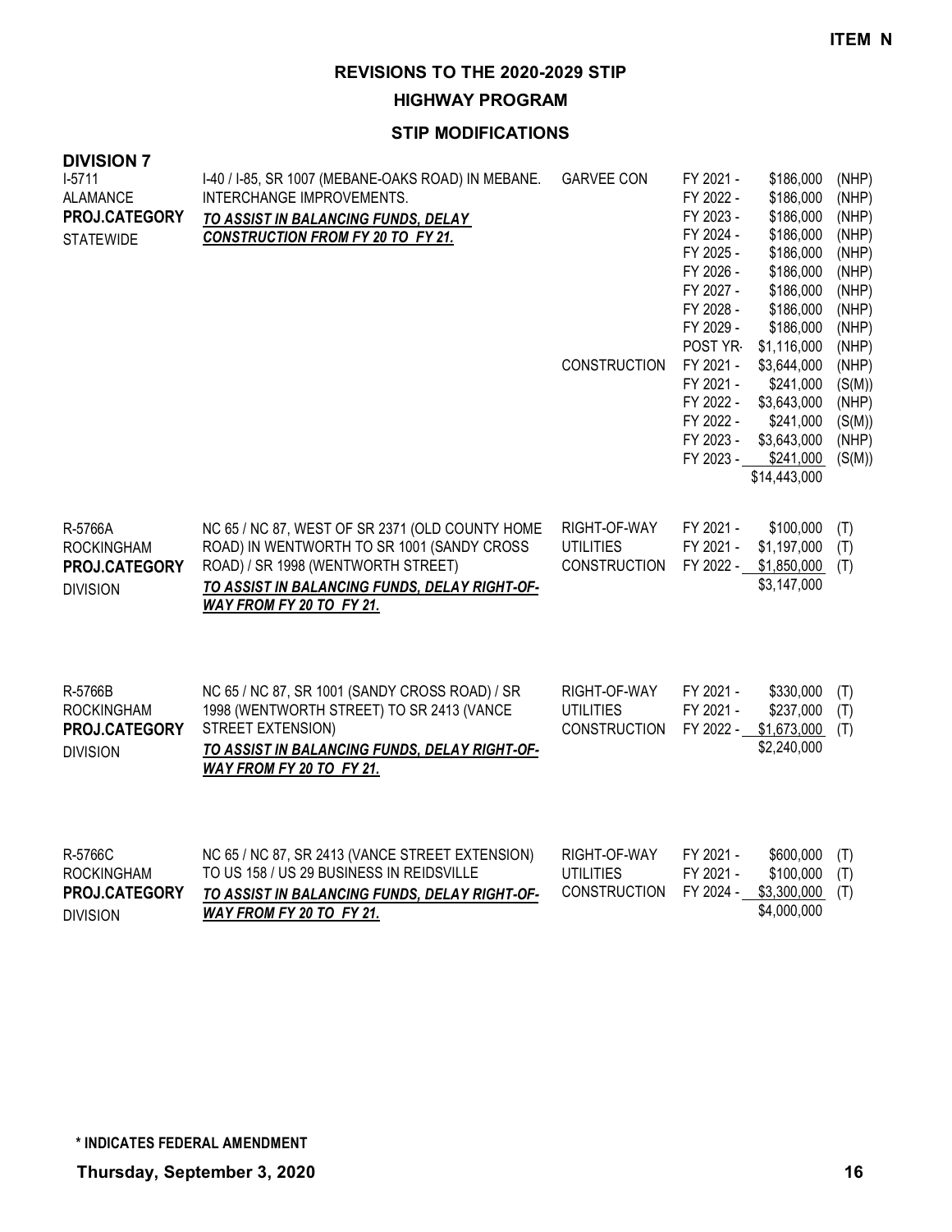**ITEM N**

# REVISIONS TO THE 2020-2029 STIP

## HIGHWAY PROGRAM

### STIP MODIFICATIONS

**DIVISION 7**

I-5711
ALAMANCE
**PROJ.CATEGORY**
STATEWIDE

I-40 / I-85, SR 1007 (MEBANE-OAKS ROAD) IN MEBANE. INTERCHANGE IMPROVEMENTS.
***TO ASSIST IN BALANCING FUNDS, DELAY CONSTRUCTION FROM FY 20 TO FY 21.***

| Phase | Year | Amount | Fund |
|---|---|---|---|
| GARVEE CON | FY 2021 - | $186,000 | (NHP) |
| | FY 2022 - | $186,000 | (NHP) |
| | FY 2023 - | $186,000 | (NHP) |
| | FY 2024 - | $186,000 | (NHP) |
| | FY 2025 - | $186,000 | (NHP) |
| | FY 2026 - | $186,000 | (NHP) |
| | FY 2027 - | $186,000 | (NHP) |
| | FY 2028 - | $186,000 | (NHP) |
| | FY 2029 - | $186,000 | (NHP) |
| | POST YR- | $1,116,000 | (NHP) |
| CONSTRUCTION | FY 2021 - | $3,644,000 | (NHP) |
| | FY 2021 - | $241,000 | (S(M)) |
| | FY 2022 - | $3,643,000 | (NHP) |
| | FY 2022 - | $241,000 | (S(M)) |
| | FY 2023 - | $3,643,000 | (NHP) |
| | FY 2023 - | $241,000 | (S(M)) |
| | | $14,443,000 | |

R-5766A
ROCKINGHAM
**PROJ.CATEGORY**
DIVISION

NC 65 / NC 87, WEST OF SR 2371 (OLD COUNTY HOME ROAD) IN WENTWORTH TO SR 1001 (SANDY CROSS ROAD) / SR 1998 (WENTWORTH STREET)
***TO ASSIST IN BALANCING FUNDS, DELAY RIGHT-OF-WAY FROM FY 20 TO FY 21.***

| Phase | Year | Amount | Fund |
|---|---|---|---|
| RIGHT-OF-WAY | FY 2021 - | $100,000 | (T) |
| UTILITIES | FY 2021 - | $1,197,000 | (T) |
| CONSTRUCTION | FY 2022 - | $1,850,000 | (T) |
| | | $3,147,000 | |

R-5766B
ROCKINGHAM
**PROJ.CATEGORY**
DIVISION

NC 65 / NC 87, SR 1001 (SANDY CROSS ROAD) / SR 1998 (WENTWORTH STREET) TO SR 2413 (VANCE STREET EXTENSION)
***TO ASSIST IN BALANCING FUNDS, DELAY RIGHT-OF-WAY FROM FY 20 TO FY 21.***

| Phase | Year | Amount | Fund |
|---|---|---|---|
| RIGHT-OF-WAY | FY 2021 - | $330,000 | (T) |
| UTILITIES | FY 2021 - | $237,000 | (T) |
| CONSTRUCTION | FY 2022 - | $1,673,000 | (T) |
| | | $2,240,000 | |

R-5766C
ROCKINGHAM
**PROJ.CATEGORY**
DIVISION

NC 65 / NC 87, SR 2413 (VANCE STREET EXTENSION) TO US 158 / US 29 BUSINESS IN REIDSVILLE
***TO ASSIST IN BALANCING FUNDS, DELAY RIGHT-OF-WAY FROM FY 20 TO FY 21.***

| Phase | Year | Amount | Fund |
|---|---|---|---|
| RIGHT-OF-WAY | FY 2021 - | $600,000 | (T) |
| UTILITIES | FY 2021 - | $100,000 | (T) |
| CONSTRUCTION | FY 2024 - | $3,300,000 | (T) |
| | | $4,000,000 | |

**\* INDICATES FEDERAL AMENDMENT**

**Thursday, September 3, 2020**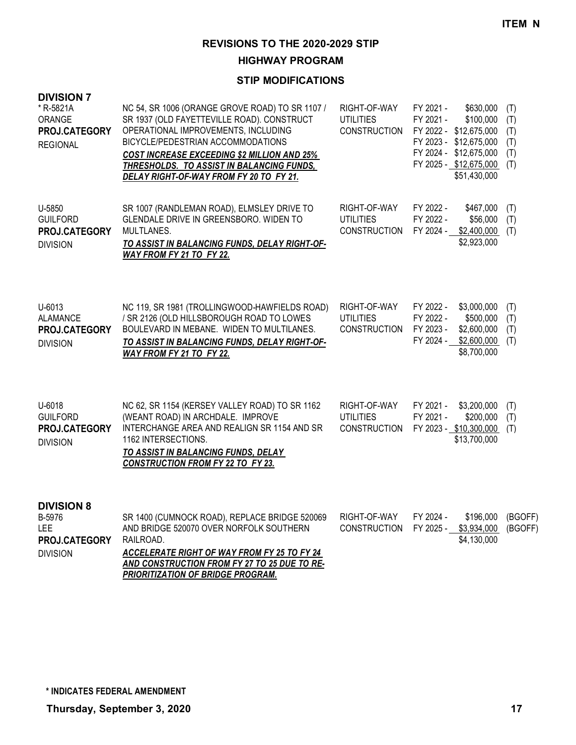ITEM N

# REVISIONS TO THE 2020-2029 STIP

## HIGHWAY PROGRAM

### STIP MODIFICATIONS

**DIVISION 7**

| Project | Description | Work Type | FY | Cost | Fund |
|---|---|---|---|---|---|
| * R-5821A<br>ORANGE<br>**PROJ.CATEGORY**<br>REGIONAL | NC 54, SR 1006 (ORANGE GROVE ROAD) TO SR 1107 / SR 1937 (OLD FAYETTEVILLE ROAD). CONSTRUCT OPERATIONAL IMPROVEMENTS, INCLUDING BICYCLE/PEDESTRIAN ACCOMMODATIONS<br>***COST INCREASE EXCEEDING $2 MILLION AND 25% THRESHOLDS. TO ASSIST IN BALANCING FUNDS, DELAY RIGHT-OF-WAY FROM FY 20 TO FY 21.*** | RIGHT-OF-WAY | FY 2021 - | $630,000 | (T) |
| | | UTILITIES | FY 2021 - | $100,000 | (T) |
| | | CONSTRUCTION | FY 2022 - | $12,675,000 | (T) |
| | | | FY 2023 - | $12,675,000 | (T) |
| | | | FY 2024 - | $12,675,000 | (T) |
| | | | FY 2025 - | $12,675,000 | (T) |
| | | | | $51,430,000 | |
| U-5850<br>GUILFORD<br>**PROJ.CATEGORY**<br>DIVISION | SR 1007 (RANDLEMAN ROAD), ELMSLEY DRIVE TO GLENDALE DRIVE IN GREENSBORO. WIDEN TO MULTLANES.<br>***TO ASSIST IN BALANCING FUNDS, DELAY RIGHT-OF-WAY FROM FY 21 TO FY 22.*** | RIGHT-OF-WAY | FY 2022 - | $467,000 | (T) |
| | | UTILITIES | FY 2022 - | $56,000 | (T) |
| | | CONSTRUCTION | FY 2024 - | $2,400,000 | (T) |
| | | | | $2,923,000 | |
| U-6013<br>ALAMANCE<br>**PROJ.CATEGORY**<br>DIVISION | NC 119, SR 1981 (TROLLINGWOOD-HAWFIELDS ROAD) / SR 2126 (OLD HILLSBOROUGH ROAD TO LOWES BOULEVARD IN MEBANE. WIDEN TO MULTILANES.<br>***TO ASSIST IN BALANCING FUNDS, DELAY RIGHT-OF-WAY FROM FY 21 TO FY 22.*** | RIGHT-OF-WAY | FY 2022 - | $3,000,000 | (T) |
| | | UTILITIES | FY 2022 - | $500,000 | (T) |
| | | CONSTRUCTION | FY 2023 - | $2,600,000 | (T) |
| | | | FY 2024 - | $2,600,000 | (T) |
| | | | | $8,700,000 | |
| U-6018<br>GUILFORD<br>**PROJ.CATEGORY**<br>DIVISION | NC 62, SR 1154 (KERSEY VALLEY ROAD) TO SR 1162 (WEANT ROAD) IN ARCHDALE. IMPROVE INTERCHANGE AREA AND REALIGN SR 1154 AND SR 1162 INTERSECTIONS.<br>***TO ASSIST IN BALANCING FUNDS, DELAY CONSTRUCTION FROM FY 22 TO FY 23.*** | RIGHT-OF-WAY | FY 2021 - | $3,200,000 | (T) |
| | | UTILITIES | FY 2021 - | $200,000 | (T) |
| | | CONSTRUCTION | FY 2023 - | $10,300,000 | (T) |
| | | | | $13,700,000 | |

**DIVISION 8**

| Project | Description | Work Type | FY | Cost | Fund |
|---|---|---|---|---|---|
| B-5976<br>LEE<br>**PROJ.CATEGORY**<br>DIVISION | SR 1400 (CUMNOCK ROAD), REPLACE BRIDGE 520069 AND BRIDGE 520070 OVER NORFOLK SOUTHERN RAILROAD.<br>***ACCELERATE RIGHT OF WAY FROM FY 25 TO FY 24 AND CONSTRUCTION FROM FY 27 TO 25 DUE TO RE-PRIORITIZATION OF BRIDGE PROGRAM.*** | RIGHT-OF-WAY | FY 2024 - | $196,000 | (BGOFF) |
| | | CONSTRUCTION | FY 2025 - | $3,934,000 | (BGOFF) |
| | | | | $4,130,000 | |

**\* INDICATES FEDERAL AMENDMENT**

**Thursday, September 3, 2020**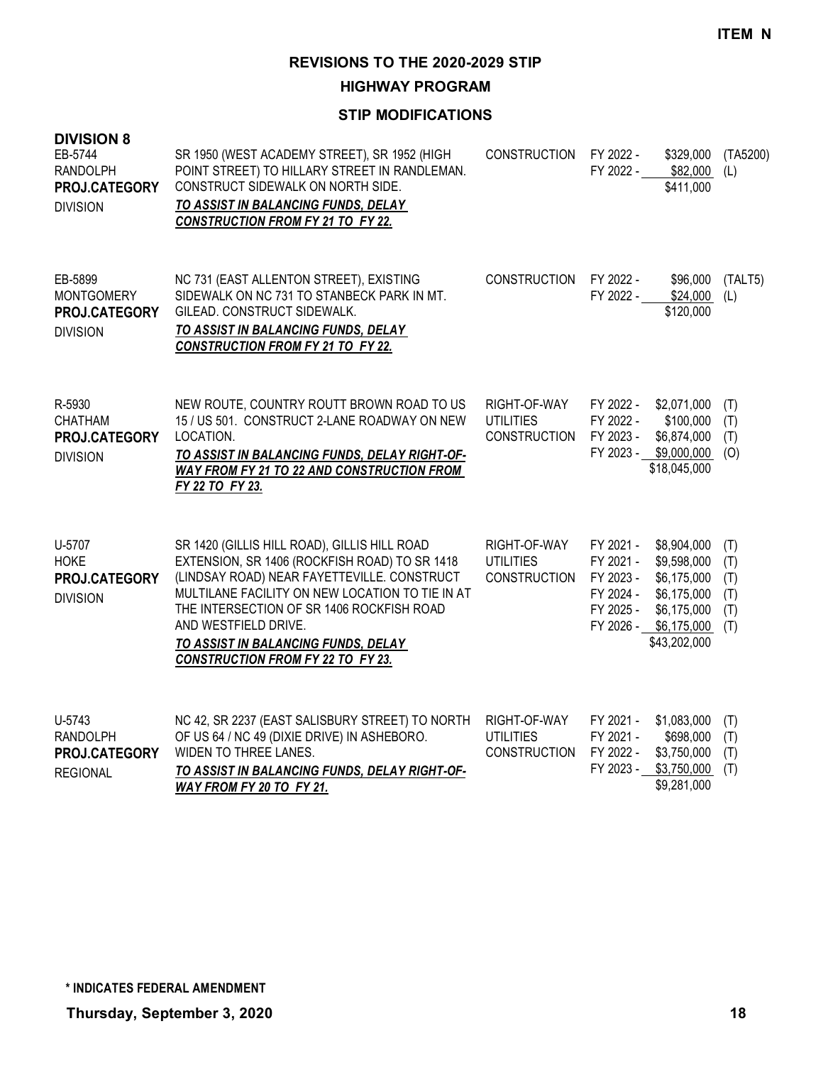**ITEM N**

# REVISIONS TO THE 2020-2029 STIP

## HIGHWAY PROGRAM

### STIP MODIFICATIONS

**DIVISION 8**

EB-5744
RANDOLPH
**PROJ.CATEGORY**
DIVISION

SR 1950 (WEST ACADEMY STREET), SR 1952 (HIGH POINT STREET) TO HILLARY STREET IN RANDLEMAN. CONSTRUCT SIDEWALK ON NORTH SIDE.
***TO ASSIST IN BALANCING FUNDS, DELAY CONSTRUCTION FROM FY 21 TO FY 22.***

| Phase | Year | Amount | Fund |
|---|---|---|---|
| CONSTRUCTION | FY 2022 - | $329,000 | (TA5200) |
| | FY 2022 - | $82,000 | (L) |
| | | $411,000 | |

EB-5899
MONTGOMERY
**PROJ.CATEGORY**
DIVISION

NC 731 (EAST ALLENTON STREET), EXISTING SIDEWALK ON NC 731 TO STANBECK PARK IN MT. GILEAD. CONSTRUCT SIDEWALK.
***TO ASSIST IN BALANCING FUNDS, DELAY CONSTRUCTION FROM FY 21 TO FY 22.***

| Phase | Year | Amount | Fund |
|---|---|---|---|
| CONSTRUCTION | FY 2022 - | $96,000 | (TALT5) |
| | FY 2022 - | $24,000 | (L) |
| | | $120,000 | |

R-5930
CHATHAM
**PROJ.CATEGORY**
DIVISION

NEW ROUTE, COUNTRY ROUTT BROWN ROAD TO US 15 / US 501. CONSTRUCT 2-LANE ROADWAY ON NEW LOCATION.
***TO ASSIST IN BALANCING FUNDS, DELAY RIGHT-OF-WAY FROM FY 21 TO 22 AND CONSTRUCTION FROM FY 22 TO FY 23.***

| Phase | Year | Amount | Fund |
|---|---|---|---|
| RIGHT-OF-WAY | FY 2022 - | $2,071,000 | (T) |
| UTILITIES | FY 2022 - | $100,000 | (T) |
| CONSTRUCTION | FY 2023 - | $6,874,000 | (T) |
| | FY 2023 - | $9,000,000 | (O) |
| | | $18,045,000 | |

U-5707
HOKE
**PROJ.CATEGORY**
DIVISION

SR 1420 (GILLIS HILL ROAD), GILLIS HILL ROAD EXTENSION, SR 1406 (ROCKFISH ROAD) TO SR 1418 (LINDSAY ROAD) NEAR FAYETTEVILLE. CONSTRUCT MULTILANE FACILITY ON NEW LOCATION TO TIE IN AT THE INTERSECTION OF SR 1406 ROCKFISH ROAD AND WESTFIELD DRIVE.
***TO ASSIST IN BALANCING FUNDS, DELAY CONSTRUCTION FROM FY 22 TO FY 23.***

| Phase | Year | Amount | Fund |
|---|---|---|---|
| RIGHT-OF-WAY | FY 2021 - | $8,904,000 | (T) |
| UTILITIES | FY 2021 - | $9,598,000 | (T) |
| CONSTRUCTION | FY 2023 - | $6,175,000 | (T) |
| | FY 2024 - | $6,175,000 | (T) |
| | FY 2025 - | $6,175,000 | (T) |
| | FY 2026 - | $6,175,000 | (T) |
| | | $43,202,000 | |

U-5743
RANDOLPH
**PROJ.CATEGORY**
REGIONAL

NC 42, SR 2237 (EAST SALISBURY STREET) TO NORTH OF US 64 / NC 49 (DIXIE DRIVE) IN ASHEBORO. WIDEN TO THREE LANES.
***TO ASSIST IN BALANCING FUNDS, DELAY RIGHT-OF-WAY FROM FY 20 TO FY 21.***

| Phase | Year | Amount | Fund |
|---|---|---|---|
| RIGHT-OF-WAY | FY 2021 - | $1,083,000 | (T) |
| UTILITIES | FY 2021 - | $698,000 | (T) |
| CONSTRUCTION | FY 2022 - | $3,750,000 | (T) |
| | FY 2023 - | $3,750,000 | (T) |
| | | $9,281,000 | |

**\* INDICATES FEDERAL AMENDMENT**

**Thursday, September 3, 2020**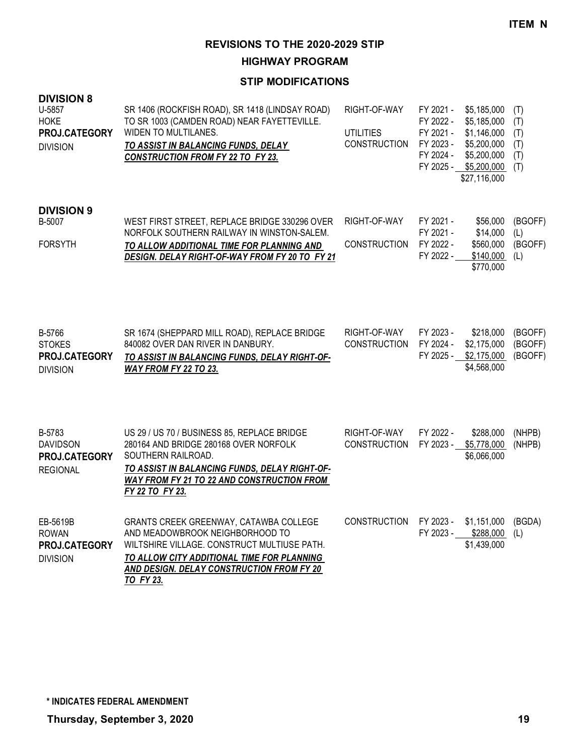**ITEM N**

# REVISIONS TO THE 2020-2029 STIP

## HIGHWAY PROGRAM

### STIP MODIFICATIONS

## DIVISION 8

| Project | Description | Phase | FY | Amount | Fund |
|---|---|---|---|---|---|
| U-5857<br>HOKE<br>**PROJ.CATEGORY**<br>DIVISION | SR 1406 (ROCKFISH ROAD), SR 1418 (LINDSAY ROAD) TO SR 1003 (CAMDEN ROAD) NEAR FAYETTEVILLE. WIDEN TO MULTILANES.<br>***TO ASSIST IN BALANCING FUNDS, DELAY CONSTRUCTION FROM FY 22 TO FY 23.*** | RIGHT-OF-WAY | FY 2021 - | $5,185,000 | (T) |
| | | | FY 2022 - | $5,185,000 | (T) |
| | | UTILITIES | FY 2021 - | $1,146,000 | (T) |
| | | CONSTRUCTION | FY 2023 - | $5,200,000 | (T) |
| | | | FY 2024 - | $5,200,000 | (T) |
| | | | FY 2025 - | $5,200,000 | (T) |
| | | | | $27,116,000 | |

## DIVISION 9

| Project | Description | Phase | FY | Amount | Fund |
|---|---|---|---|---|---|
| B-5007<br>FORSYTH | WEST FIRST STREET, REPLACE BRIDGE 330296 OVER NORFOLK SOUTHERN RAILWAY IN WINSTON-SALEM.<br>***TO ALLOW ADDITIONAL TIME FOR PLANNING AND DESIGN. DELAY RIGHT-OF-WAY FROM FY 20 TO FY 21*** | RIGHT-OF-WAY | FY 2021 - | $56,000 | (BGOFF) |
| | | | FY 2021 - | $14,000 | (L) |
| | | CONSTRUCTION | FY 2022 - | $560,000 | (BGOFF) |
| | | | FY 2022 - | $140,000 | (L) |
| | | | | $770,000 | |
| B-5766<br>STOKES<br>**PROJ.CATEGORY**<br>DIVISION | SR 1674 (SHEPPARD MILL ROAD), REPLACE BRIDGE 840082 OVER DAN RIVER IN DANBURY.<br>***TO ASSIST IN BALANCING FUNDS, DELAY RIGHT-OF-WAY FROM FY 22 TO 23.*** | RIGHT-OF-WAY | FY 2023 - | $218,000 | (BGOFF) |
| | | CONSTRUCTION | FY 2024 - | $2,175,000 | (BGOFF) |
| | | | FY 2025 - | $2,175,000 | (BGOFF) |
| | | | | $4,568,000 | |
| B-5783<br>DAVIDSON<br>**PROJ.CATEGORY**<br>REGIONAL | US 29 / US 70 / BUSINESS 85, REPLACE BRIDGE 280164 AND BRIDGE 280168 OVER NORFOLK SOUTHERN RAILROAD.<br>***TO ASSIST IN BALANCING FUNDS, DELAY RIGHT-OF-WAY FROM FY 21 TO 22 AND CONSTRUCTION FROM FY 22 TO FY 23.*** | RIGHT-OF-WAY | FY 2022 - | $288,000 | (NHPB) |
| | | CONSTRUCTION | FY 2023 - | $5,778,000 | (NHPB) |
| | | | | $6,066,000 | |
| EB-5619B<br>ROWAN<br>**PROJ.CATEGORY**<br>DIVISION | GRANTS CREEK GREENWAY, CATAWBA COLLEGE AND MEADOWBROOK NEIGHBORHOOD TO WILTSHIRE VILLAGE. CONSTRUCT MULTIUSE PATH.<br>***TO ALLOW CITY ADDITIONAL TIME FOR PLANNING AND DESIGN. DELAY CONSTRUCTION FROM FY 20 TO FY 23.*** | CONSTRUCTION | FY 2023 - | $1,151,000 | (BGDA) |
| | | | FY 2023 - | $288,000 | (L) |
| | | | | $1,439,000 | |

**\* INDICATES FEDERAL AMENDMENT**

**Thursday, September 3, 2020**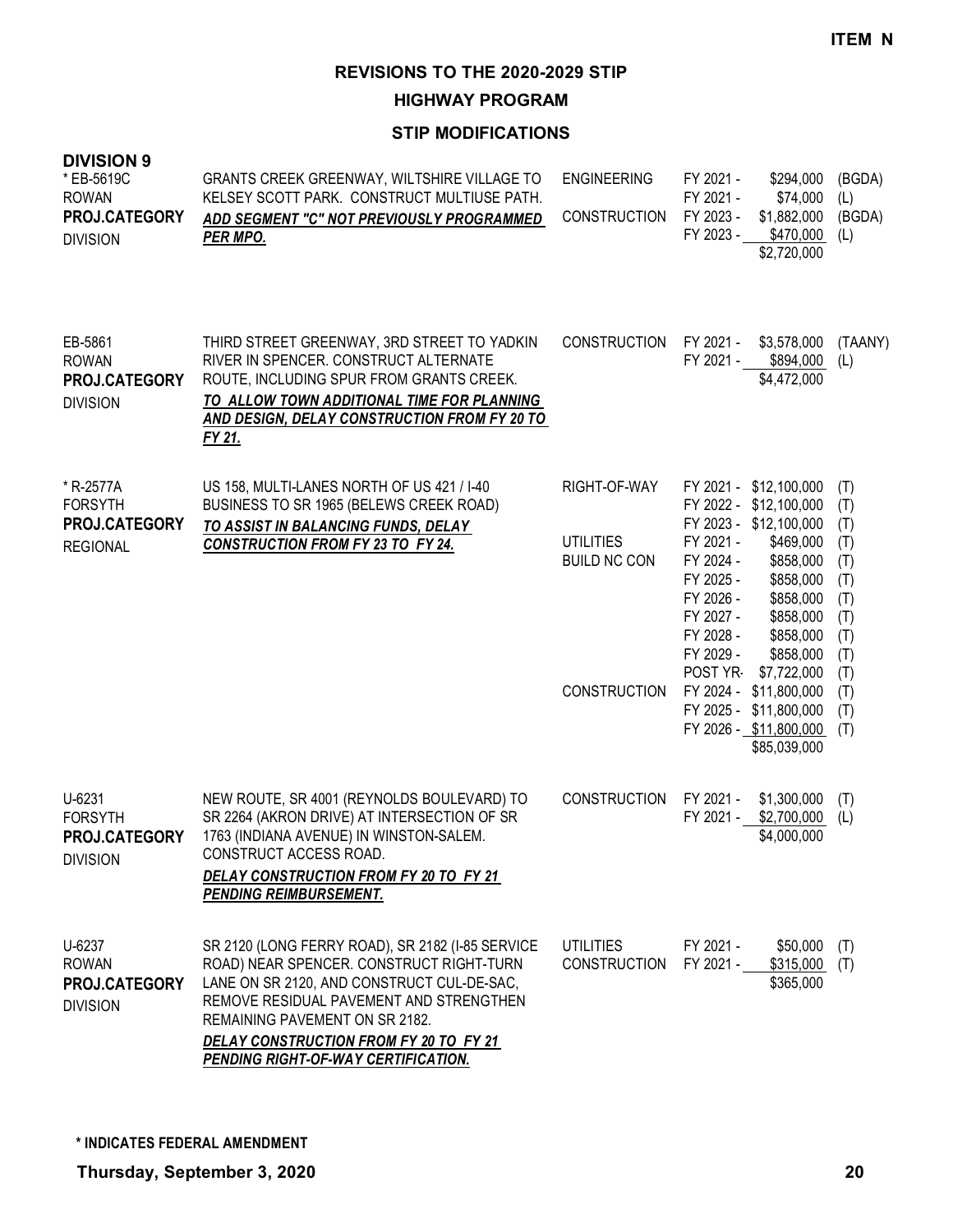**ITEM N**

# REVISIONS TO THE 2020-2029 STIP

## HIGHWAY PROGRAM

### STIP MODIFICATIONS

**DIVISION 9**

| Project | Description | Work Type | Fiscal Year | Amount | Fund |
|---|---|---|---|---|---|
| * EB-5619C<br>ROWAN<br>**PROJ.CATEGORY**<br>DIVISION | GRANTS CREEK GREENWAY, WILTSHIRE VILLAGE TO KELSEY SCOTT PARK. CONSTRUCT MULTIUSE PATH.<br>***ADD SEGMENT "C" NOT PREVIOUSLY PROGRAMMED PER MPO.*** | ENGINEERING | FY 2021 - | $294,000 | (BGDA) |
| | | | FY 2021 - | $74,000 | (L) |
| | | CONSTRUCTION | FY 2023 - | $1,882,000 | (BGDA) |
| | | | FY 2023 - | $470,000 | (L) |
| | | | | $2,720,000 | |
| EB-5861<br>ROWAN<br>**PROJ.CATEGORY**<br>DIVISION | THIRD STREET GREENWAY, 3RD STREET TO YADKIN RIVER IN SPENCER. CONSTRUCT ALTERNATE ROUTE, INCLUDING SPUR FROM GRANTS CREEK.<br>***TO ALLOW TOWN ADDITIONAL TIME FOR PLANNING AND DESIGN, DELAY CONSTRUCTION FROM FY 20 TO FY 21.*** | CONSTRUCTION | FY 2021 - | $3,578,000 | (TAANY) |
| | | | FY 2021 - | $894,000 | (L) |
| | | | | $4,472,000 | |
| * R-2577A<br>FORSYTH<br>**PROJ.CATEGORY**<br>REGIONAL | US 158, MULTI-LANES NORTH OF US 421 / I-40 BUSINESS TO SR 1965 (BELEWS CREEK ROAD)<br>***TO ASSIST IN BALANCING FUNDS, DELAY CONSTRUCTION FROM FY 23 TO FY 24.*** | RIGHT-OF-WAY | FY 2021 - | $12,100,000 | (T) |
| | | | FY 2022 - | $12,100,000 | (T) |
| | | | FY 2023 - | $12,100,000 | (T) |
| | | UTILITIES | FY 2021 - | $469,000 | (T) |
| | | BUILD NC CON | FY 2024 - | $858,000 | (T) |
| | | | FY 2025 - | $858,000 | (T) |
| | | | FY 2026 - | $858,000 | (T) |
| | | | FY 2027 - | $858,000 | (T) |
| | | | FY 2028 - | $858,000 | (T) |
| | | | FY 2029 - | $858,000 | (T) |
| | | | POST YR- | $7,722,000 | (T) |
| | | CONSTRUCTION | FY 2024 - | $11,800,000 | (T) |
| | | | FY 2025 - | $11,800,000 | (T) |
| | | | FY 2026 - | $11,800,000 | (T) |
| | | | | $85,039,000 | |
| U-6231<br>FORSYTH<br>**PROJ.CATEGORY**<br>DIVISION | NEW ROUTE, SR 4001 (REYNOLDS BOULEVARD) TO SR 2264 (AKRON DRIVE) AT INTERSECTION OF SR 1763 (INDIANA AVENUE) IN WINSTON-SALEM. CONSTRUCT ACCESS ROAD.<br>***DELAY CONSTRUCTION FROM FY 20 TO FY 21 PENDING REIMBURSEMENT.*** | CONSTRUCTION | FY 2021 - | $1,300,000 | (T) |
| | | | FY 2021 - | $2,700,000 | (L) |
| | | | | $4,000,000 | |
| U-6237<br>ROWAN<br>**PROJ.CATEGORY**<br>DIVISION | SR 2120 (LONG FERRY ROAD), SR 2182 (I-85 SERVICE ROAD) NEAR SPENCER. CONSTRUCT RIGHT-TURN LANE ON SR 2120, AND CONSTRUCT CUL-DE-SAC, REMOVE RESIDUAL PAVEMENT AND STRENGTHEN REMAINING PAVEMENT ON SR 2182.<br>***DELAY CONSTRUCTION FROM FY 20 TO FY 21 PENDING RIGHT-OF-WAY CERTIFICATION.*** | UTILITIES | FY 2021 - | $50,000 | (T) |
| | | CONSTRUCTION | FY 2021 - | $315,000 | (T) |
| | | | | $365,000 | |

**\* INDICATES FEDERAL AMENDMENT**

**Thursday, September 3, 2020**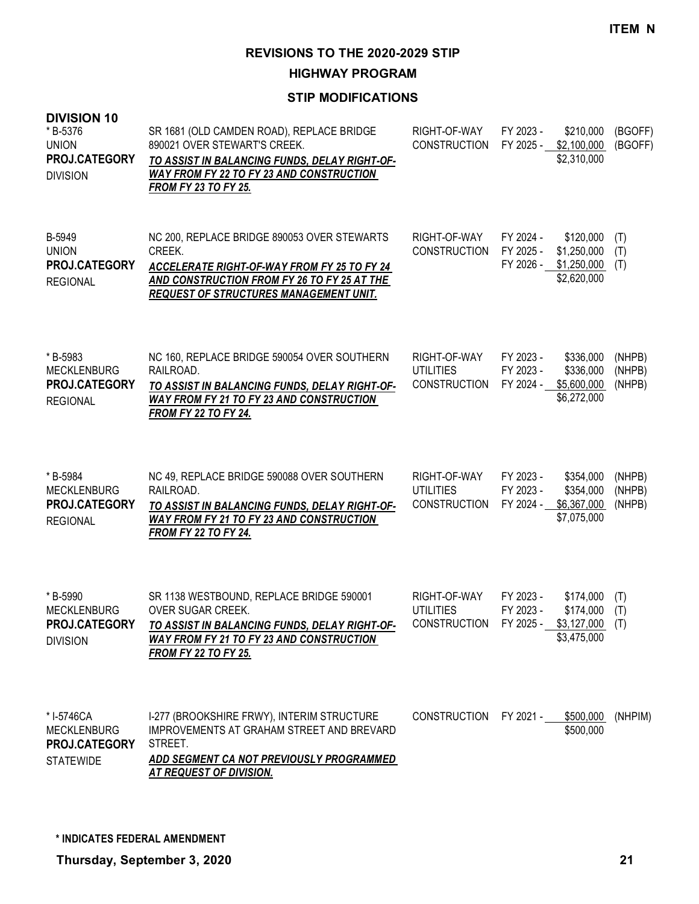**ITEM N**

# REVISIONS TO THE 2020-2029 STIP

## HIGHWAY PROGRAM

### STIP MODIFICATIONS

**DIVISION 10**

| Project | Description | Work Type | Fiscal Year | Amount | Fund |
|---|---|---|---|---|---|
| * B-5376<br>UNION<br>**PROJ.CATEGORY**<br>DIVISION | SR 1681 (OLD CAMDEN ROAD), REPLACE BRIDGE 890021 OVER STEWART'S CREEK.<br>***TO ASSIST IN BALANCING FUNDS, DELAY RIGHT-OF-WAY FROM FY 22 TO FY 23 AND CONSTRUCTION FROM FY 23 TO FY 25.*** | RIGHT-OF-WAY | FY 2023 - | $210,000 | (BGOFF) |
| | | CONSTRUCTION | FY 2025 - | $2,100,000 | (BGOFF) |
| | | | | $2,310,000 | |
| B-5949<br>UNION<br>**PROJ.CATEGORY**<br>REGIONAL | NC 200, REPLACE BRIDGE 890053 OVER STEWARTS CREEK.<br>***ACCELERATE RIGHT-OF-WAY FROM FY 25 TO FY 24 AND CONSTRUCTION FROM FY 26 TO FY 25 AT THE REQUEST OF STRUCTURES MANAGEMENT UNIT.*** | RIGHT-OF-WAY | FY 2024 - | $120,000 | (T) |
| | | CONSTRUCTION | FY 2025 - | $1,250,000 | (T) |
| | | | FY 2026 - | $1,250,000 | (T) |
| | | | | $2,620,000 | |
| * B-5983<br>MECKLENBURG<br>**PROJ.CATEGORY**<br>REGIONAL | NC 160, REPLACE BRIDGE 590054 OVER SOUTHERN RAILROAD.<br>***TO ASSIST IN BALANCING FUNDS, DELAY RIGHT-OF-WAY FROM FY 21 TO FY 23 AND CONSTRUCTION FROM FY 22 TO FY 24.*** | RIGHT-OF-WAY | FY 2023 - | $336,000 | (NHPB) |
| | | UTILITIES | FY 2023 - | $336,000 | (NHPB) |
| | | CONSTRUCTION | FY 2024 - | $5,600,000 | (NHPB) |
| | | | | $6,272,000 | |
| * B-5984<br>MECKLENBURG<br>**PROJ.CATEGORY**<br>REGIONAL | NC 49, REPLACE BRIDGE 590088 OVER SOUTHERN RAILROAD.<br>***TO ASSIST IN BALANCING FUNDS, DELAY RIGHT-OF-WAY FROM FY 21 TO FY 23 AND CONSTRUCTION FROM FY 22 TO FY 24.*** | RIGHT-OF-WAY | FY 2023 - | $354,000 | (NHPB) |
| | | UTILITIES | FY 2023 - | $354,000 | (NHPB) |
| | | CONSTRUCTION | FY 2024 - | $6,367,000 | (NHPB) |
| | | | | $7,075,000 | |
| * B-5990<br>MECKLENBURG<br>**PROJ.CATEGORY**<br>DIVISION | SR 1138 WESTBOUND, REPLACE BRIDGE 590001 OVER SUGAR CREEK.<br>***TO ASSIST IN BALANCING FUNDS, DELAY RIGHT-OF-WAY FROM FY 21 TO FY 23 AND CONSTRUCTION FROM FY 22 TO FY 25.*** | RIGHT-OF-WAY | FY 2023 - | $174,000 | (T) |
| | | UTILITIES | FY 2023 - | $174,000 | (T) |
| | | CONSTRUCTION | FY 2025 - | $3,127,000 | (T) |
| | | | | $3,475,000 | |
| * I-5746CA<br>MECKLENBURG<br>**PROJ.CATEGORY**<br>STATEWIDE | I-277 (BROOKSHIRE FRWY), INTERIM STRUCTURE IMPROVEMENTS AT GRAHAM STREET AND BREVARD STREET.<br>***ADD SEGMENT CA NOT PREVIOUSLY PROGRAMMED AT REQUEST OF DIVISION.*** | CONSTRUCTION | FY 2021 - | $500,000 | (NHPIM) |
| | | | | $500,000 | |

**\* INDICATES FEDERAL AMENDMENT**

**Thursday, September 3, 2020**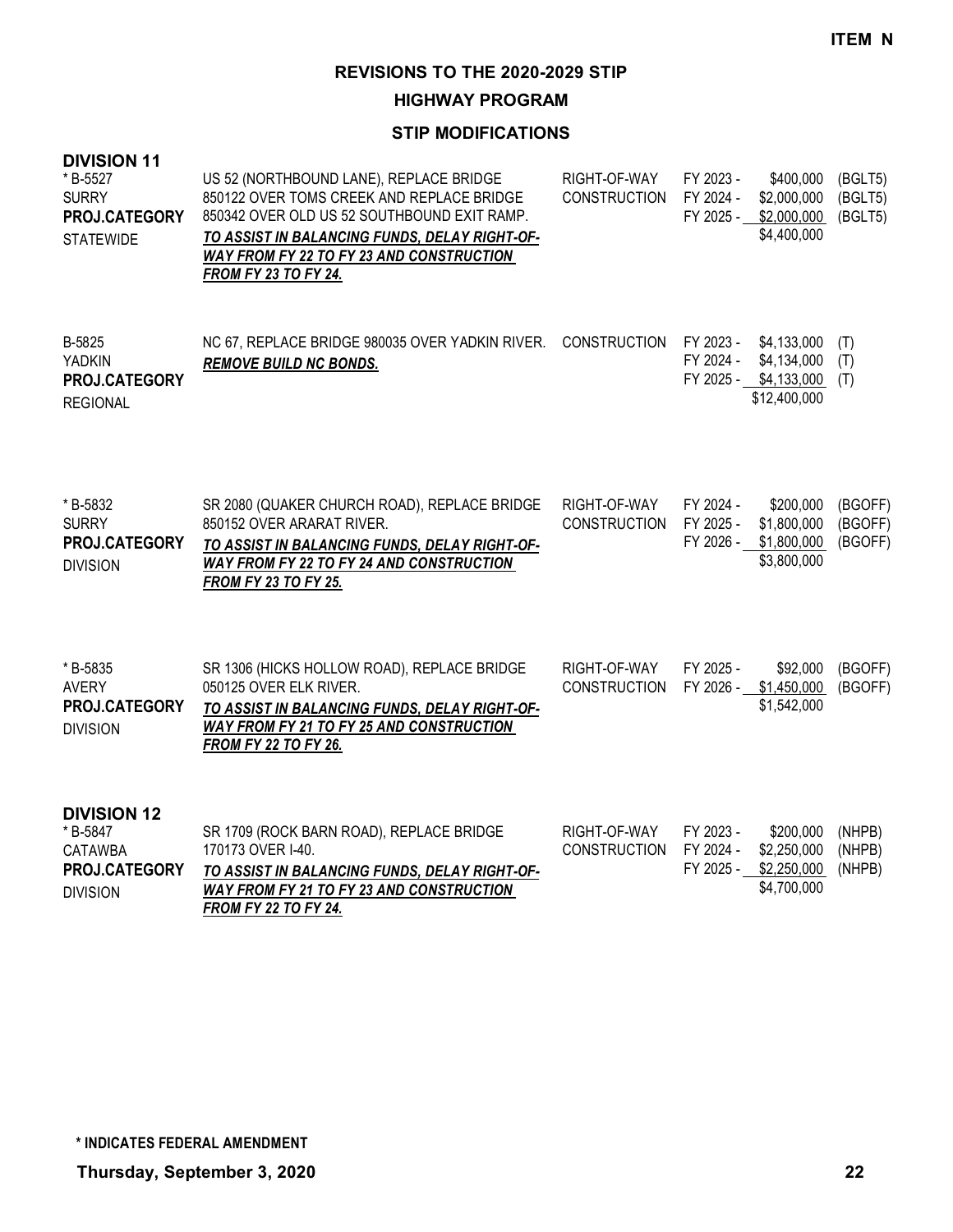**ITEM N**

# REVISIONS TO THE 2020-2029 STIP

## HIGHWAY PROGRAM

### STIP MODIFICATIONS

**DIVISION 11**

| Project | Description | Work Type | Fiscal Year | Amount | Funding |
|---|---|---|---|---|---|
| * B-5527<br>SURRY<br>**PROJ.CATEGORY**<br>STATEWIDE | US 52 (NORTHBOUND LANE), REPLACE BRIDGE 850122 OVER TOMS CREEK AND REPLACE BRIDGE 850342 OVER OLD US 52 SOUTHBOUND EXIT RAMP.<br>***TO ASSIST IN BALANCING FUNDS, DELAY RIGHT-OF-WAY FROM FY 22 TO FY 23 AND CONSTRUCTION FROM FY 23 TO FY 24.*** | RIGHT-OF-WAY<br>CONSTRUCTION | FY 2023 -<br>FY 2024 -<br>FY 2025 - | \$400,000<br>\$2,000,000<br>\$2,000,000<br>\$4,400,000 | (BGLT5)<br>(BGLT5)<br>(BGLT5) |
| B-5825<br>YADKIN<br>**PROJ.CATEGORY**<br>REGIONAL | NC 67, REPLACE BRIDGE 980035 OVER YADKIN RIVER.<br>***REMOVE BUILD NC BONDS.*** | CONSTRUCTION | FY 2023 -<br>FY 2024 -<br>FY 2025 - | \$4,133,000<br>\$4,134,000<br>\$4,133,000<br>\$12,400,000 | (T)<br>(T)<br>(T) |
| * B-5832<br>SURRY<br>**PROJ.CATEGORY**<br>DIVISION | SR 2080 (QUAKER CHURCH ROAD), REPLACE BRIDGE 850152 OVER ARARAT RIVER.<br>***TO ASSIST IN BALANCING FUNDS, DELAY RIGHT-OF-WAY FROM FY 22 TO FY 24 AND CONSTRUCTION FROM FY 23 TO FY 25.*** | RIGHT-OF-WAY<br>CONSTRUCTION | FY 2024 -<br>FY 2025 -<br>FY 2026 - | \$200,000<br>\$1,800,000<br>\$1,800,000<br>\$3,800,000 | (BGOFF)<br>(BGOFF)<br>(BGOFF) |
| * B-5835<br>AVERY<br>**PROJ.CATEGORY**<br>DIVISION | SR 1306 (HICKS HOLLOW ROAD), REPLACE BRIDGE 050125 OVER ELK RIVER.<br>***TO ASSIST IN BALANCING FUNDS, DELAY RIGHT-OF-WAY FROM FY 21 TO FY 25 AND CONSTRUCTION FROM FY 22 TO FY 26.*** | RIGHT-OF-WAY<br>CONSTRUCTION | FY 2025 -<br>FY 2026 - | \$92,000<br>\$1,450,000<br>\$1,542,000 | (BGOFF)<br>(BGOFF) |

**DIVISION 12**

| Project | Description | Work Type | Fiscal Year | Amount | Funding |
|---|---|---|---|---|---|
| * B-5847<br>CATAWBA<br>**PROJ.CATEGORY**<br>DIVISION | SR 1709 (ROCK BARN ROAD), REPLACE BRIDGE 170173 OVER I-40.<br>***TO ASSIST IN BALANCING FUNDS, DELAY RIGHT-OF-WAY FROM FY 21 TO FY 23 AND CONSTRUCTION FROM FY 22 TO FY 24.*** | RIGHT-OF-WAY<br>CONSTRUCTION | FY 2023 -<br>FY 2024 -<br>FY 2025 - | \$200,000<br>\$2,250,000<br>\$2,250,000<br>\$4,700,000 | (NHPB)<br>(NHPB)<br>(NHPB) |

**\* INDICATES FEDERAL AMENDMENT**

**Thursday, September 3, 2020**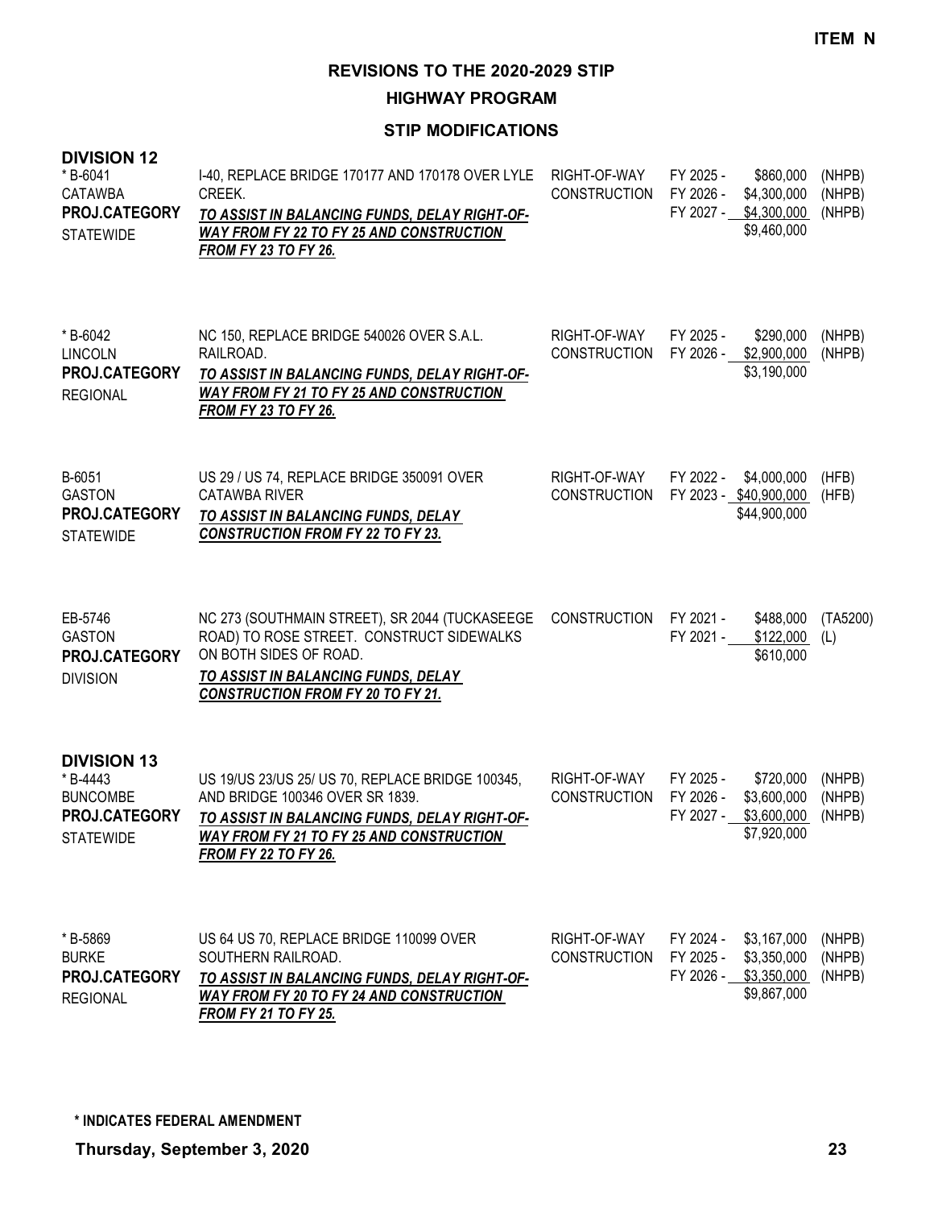**ITEM N**

# REVISIONS TO THE 2020-2029 STIP

## HIGHWAY PROGRAM

### STIP MODIFICATIONS

**DIVISION 12**

| Project | Description | Phase | Year | Amount | Source |
|---|---|---|---|---|---|
| * B-6041<br>CATAWBA<br>**PROJ.CATEGORY**<br>STATEWIDE | I-40, REPLACE BRIDGE 170177 AND 170178 OVER LYLE CREEK.<br>***TO ASSIST IN BALANCING FUNDS, DELAY RIGHT-OF-WAY FROM FY 22 TO FY 25 AND CONSTRUCTION FROM FY 23 TO FY 26.*** | RIGHT-OF-WAY<br>CONSTRUCTION | FY 2025 -<br>FY 2026 -<br>FY 2027 - | $860,000<br>$4,300,000<br>$4,300,000<br>$9,460,000 | (NHPB)<br>(NHPB)<br>(NHPB) |
| * B-6042<br>LINCOLN<br>**PROJ.CATEGORY**<br>REGIONAL | NC 150, REPLACE BRIDGE 540026 OVER S.A.L. RAILROAD.<br>***TO ASSIST IN BALANCING FUNDS, DELAY RIGHT-OF-WAY FROM FY 21 TO FY 25 AND CONSTRUCTION FROM FY 23 TO FY 26.*** | RIGHT-OF-WAY<br>CONSTRUCTION | FY 2025 -<br>FY 2026 - | $290,000<br>$2,900,000<br>$3,190,000 | (NHPB)<br>(NHPB) |
| B-6051<br>GASTON<br>**PROJ.CATEGORY**<br>STATEWIDE | US 29 / US 74, REPLACE BRIDGE 350091 OVER CATAWBA RIVER<br>***TO ASSIST IN BALANCING FUNDS, DELAY CONSTRUCTION FROM FY 22 TO FY 23.*** | RIGHT-OF-WAY<br>CONSTRUCTION | FY 2022 -<br>FY 2023 - | $4,000,000<br>$40,900,000<br>$44,900,000 | (HFB)<br>(HFB) |
| EB-5746<br>GASTON<br>**PROJ.CATEGORY**<br>DIVISION | NC 273 (SOUTHMAIN STREET), SR 2044 (TUCKASEEGE ROAD) TO ROSE STREET. CONSTRUCT SIDEWALKS ON BOTH SIDES OF ROAD.<br>***TO ASSIST IN BALANCING FUNDS, DELAY CONSTRUCTION FROM FY 20 TO FY 21.*** | CONSTRUCTION | FY 2021 -<br>FY 2021 - | $488,000<br>$122,000<br>$610,000 | (TA5200)<br>(L) |

**DIVISION 13**

| Project | Description | Phase | Year | Amount | Source |
|---|---|---|---|---|---|
| * B-4443<br>BUNCOMBE<br>**PROJ.CATEGORY**<br>STATEWIDE | US 19/US 23/US 25/ US 70, REPLACE BRIDGE 100345, AND BRIDGE 100346 OVER SR 1839.<br>***TO ASSIST IN BALANCING FUNDS, DELAY RIGHT-OF-WAY FROM FY 21 TO FY 25 AND CONSTRUCTION FROM FY 22 TO FY 26.*** | RIGHT-OF-WAY<br>CONSTRUCTION | FY 2025 -<br>FY 2026 -<br>FY 2027 - | $720,000<br>$3,600,000<br>$3,600,000<br>$7,920,000 | (NHPB)<br>(NHPB)<br>(NHPB) |
| * B-5869<br>BURKE<br>**PROJ.CATEGORY**<br>REGIONAL | US 64 US 70, REPLACE BRIDGE 110099 OVER SOUTHERN RAILROAD.<br>***TO ASSIST IN BALANCING FUNDS, DELAY RIGHT-OF-WAY FROM FY 20 TO FY 24 AND CONSTRUCTION FROM FY 21 TO FY 25.*** | RIGHT-OF-WAY<br>CONSTRUCTION | FY 2024 -<br>FY 2025 -<br>FY 2026 - | $3,167,000<br>$3,350,000<br>$3,350,000<br>$9,867,000 | (NHPB)<br>(NHPB)<br>(NHPB) |

**\* INDICATES FEDERAL AMENDMENT**

**Thursday, September 3, 2020**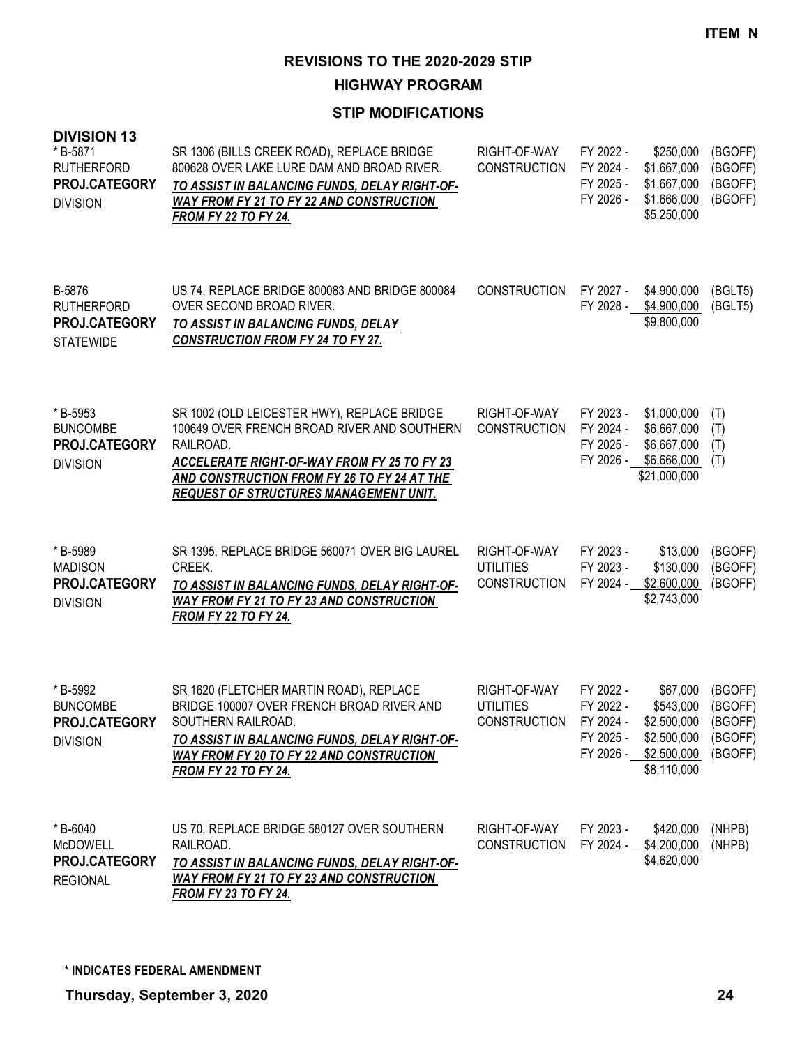**ITEM N**

# REVISIONS TO THE 2020-2029 STIP

## HIGHWAY PROGRAM

### STIP MODIFICATIONS

**DIVISION 13**

| Project | Description | Work Type | Fiscal Year | Amount | Fund |
|---|---|---|---|---|---|
| * B-5871<br>RUTHERFORD<br>**PROJ.CATEGORY**<br>DIVISION | SR 1306 (BILLS CREEK ROAD), REPLACE BRIDGE 800628 OVER LAKE LURE DAM AND BROAD RIVER.<br>***TO ASSIST IN BALANCING FUNDS, DELAY RIGHT-OF-WAY FROM FY 21 TO FY 22 AND CONSTRUCTION FROM FY 22 TO FY 24.*** | RIGHT-OF-WAY<br>CONSTRUCTION | FY 2022 -<br>FY 2024 -<br>FY 2025 -<br>FY 2026 - | \$250,000<br>\$1,667,000<br>\$1,667,000<br>\$1,666,000<br>\$5,250,000 | (BGOFF)<br>(BGOFF)<br>(BGOFF)<br>(BGOFF) |
| B-5876<br>RUTHERFORD<br>**PROJ.CATEGORY**<br>STATEWIDE | US 74, REPLACE BRIDGE 800083 AND BRIDGE 800084 OVER SECOND BROAD RIVER.<br>***TO ASSIST IN BALANCING FUNDS, DELAY CONSTRUCTION FROM FY 24 TO FY 27.*** | CONSTRUCTION | FY 2027 -<br>FY 2028 - | \$4,900,000<br>\$4,900,000<br>\$9,800,000 | (BGLT5)<br>(BGLT5) |
| * B-5953<br>BUNCOMBE<br>**PROJ.CATEGORY**<br>DIVISION | SR 1002 (OLD LEICESTER HWY), REPLACE BRIDGE 100649 OVER FRENCH BROAD RIVER AND SOUTHERN RAILROAD.<br>***ACCELERATE RIGHT-OF-WAY FROM FY 25 TO FY 23 AND CONSTRUCTION FROM FY 26 TO FY 24 AT THE REQUEST OF STRUCTURES MANAGEMENT UNIT.*** | RIGHT-OF-WAY<br>CONSTRUCTION | FY 2023 -<br>FY 2024 -<br>FY 2025 -<br>FY 2026 - | \$1,000,000<br>\$6,667,000<br>\$6,667,000<br>\$6,666,000<br>\$21,000,000 | (T)<br>(T)<br>(T)<br>(T) |
| * B-5989<br>MADISON<br>**PROJ.CATEGORY**<br>DIVISION | SR 1395, REPLACE BRIDGE 560071 OVER BIG LAUREL CREEK.<br>***TO ASSIST IN BALANCING FUNDS, DELAY RIGHT-OF-WAY FROM FY 21 TO FY 23 AND CONSTRUCTION FROM FY 22 TO FY 24.*** | RIGHT-OF-WAY<br>UTILITIES<br>CONSTRUCTION | FY 2023 -<br>FY 2023 -<br>FY 2024 - | \$13,000<br>\$130,000<br>\$2,600,000<br>\$2,743,000 | (BGOFF)<br>(BGOFF)<br>(BGOFF) |
| * B-5992<br>BUNCOMBE<br>**PROJ.CATEGORY**<br>DIVISION | SR 1620 (FLETCHER MARTIN ROAD), REPLACE BRIDGE 100007 OVER FRENCH BROAD RIVER AND SOUTHERN RAILROAD.<br>***TO ASSIST IN BALANCING FUNDS, DELAY RIGHT-OF-WAY FROM FY 20 TO FY 22 AND CONSTRUCTION FROM FY 22 TO FY 24.*** | RIGHT-OF-WAY<br>UTILITIES<br>CONSTRUCTION | FY 2022 -<br>FY 2022 -<br>FY 2024 -<br>FY 2025 -<br>FY 2026 - | \$67,000<br>\$543,000<br>\$2,500,000<br>\$2,500,000<br>\$2,500,000<br>\$8,110,000 | (BGOFF)<br>(BGOFF)<br>(BGOFF)<br>(BGOFF)<br>(BGOFF) |
| * B-6040<br>McDOWELL<br>**PROJ.CATEGORY**<br>REGIONAL | US 70, REPLACE BRIDGE 580127 OVER SOUTHERN RAILROAD.<br>***TO ASSIST IN BALANCING FUNDS, DELAY RIGHT-OF-WAY FROM FY 21 TO FY 23 AND CONSTRUCTION FROM FY 23 TO FY 24.*** | RIGHT-OF-WAY<br>CONSTRUCTION | FY 2023 -<br>FY 2024 - | \$420,000<br>\$4,200,000<br>\$4,620,000 | (NHPB)<br>(NHPB) |

**\* INDICATES FEDERAL AMENDMENT**

**Thursday, September 3, 2020**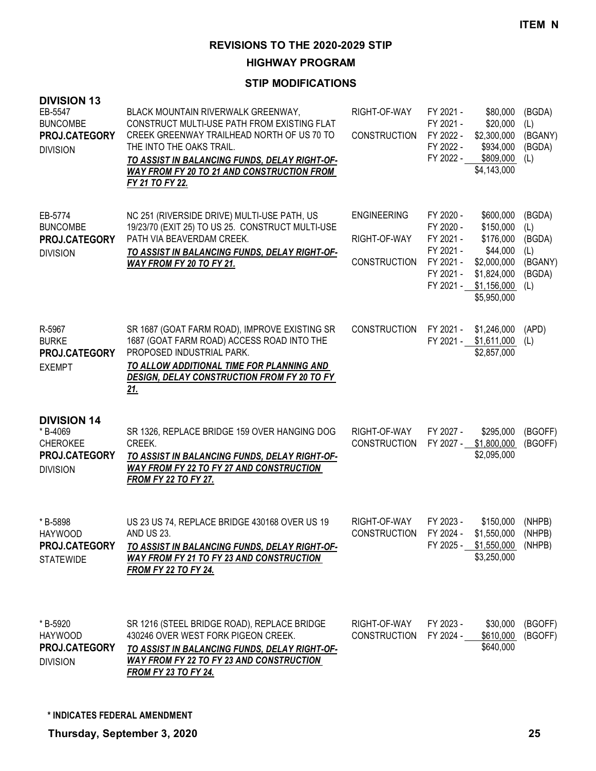ITEM N

# REVISIONS TO THE 2020-2029 STIP

## HIGHWAY PROGRAM

### STIP MODIFICATIONS

**DIVISION 13**

| Project | Description | Phase | Year | Amount | Source |
|---|---|---|---|---|---|
| EB-5547<br>BUNCOMBE<br>**PROJ.CATEGORY**<br>DIVISION | BLACK MOUNTAIN RIVERWALK GREENWAY, CONSTRUCT MULTI-USE PATH FROM EXISTING FLAT CREEK GREENWAY TRAILHEAD NORTH OF US 70 TO THE INTO THE OAKS TRAIL.<br>***TO ASSIST IN BALANCING FUNDS, DELAY RIGHT-OF-WAY FROM FY 20 TO 21 AND CONSTRUCTION FROM FY 21 TO FY 22.*** | RIGHT-OF-WAY | FY 2021 - | $80,000 | (BGDA) |
| | | | FY 2021 - | $20,000 | (L) |
| | | CONSTRUCTION | FY 2022 - | $2,300,000 | (BGANY) |
| | | | FY 2022 - | $934,000 | (BGDA) |
| | | | FY 2022 - | $809,000 | (L) |
| | | | | $4,143,000 | |
| EB-5774<br>BUNCOMBE<br>**PROJ.CATEGORY**<br>DIVISION | NC 251 (RIVERSIDE DRIVE) MULTI-USE PATH, US 19/23/70 (EXIT 25) TO US 25. CONSTRUCT MULTI-USE PATH VIA BEAVERDAM CREEK.<br>***TO ASSIST IN BALANCING FUNDS, DELAY RIGHT-OF-WAY FROM FY 20 TO FY 21.*** | ENGINEERING | FY 2020 - | $600,000 | (BGDA) |
| | | | FY 2020 - | $150,000 | (L) |
| | | RIGHT-OF-WAY | FY 2021 - | $176,000 | (BGDA) |
| | | | FY 2021 - | $44,000 | (L) |
| | | CONSTRUCTION | FY 2021 - | $2,000,000 | (BGANY) |
| | | | FY 2021 - | $1,824,000 | (BGDA) |
| | | | FY 2021 - | $1,156,000 | (L) |
| | | | | $5,950,000 | |
| R-5967<br>BURKE<br>**PROJ.CATEGORY**<br>EXEMPT | SR 1687 (GOAT FARM ROAD), IMPROVE EXISTING SR 1687 (GOAT FARM ROAD) ACCESS ROAD INTO THE PROPOSED INDUSTRIAL PARK.<br>***TO ALLOW ADDITIONAL TIME FOR PLANNING AND DESIGN, DELAY CONSTRUCTION FROM FY 20 TO FY 21.*** | CONSTRUCTION | FY 2021 - | $1,246,000 | (APD) |
| | | | FY 2021 - | $1,611,000 | (L) |
| | | | | $2,857,000 | |

**DIVISION 14**

| Project | Description | Phase | Year | Amount | Source |
|---|---|---|---|---|---|
| * B-4069<br>CHEROKEE<br>**PROJ.CATEGORY**<br>DIVISION | SR 1326, REPLACE BRIDGE 159 OVER HANGING DOG CREEK.<br>***TO ASSIST IN BALANCING FUNDS, DELAY RIGHT-OF-WAY FROM FY 22 TO FY 27 AND CONSTRUCTION FROM FY 22 TO FY 27.*** | RIGHT-OF-WAY | FY 2027 - | $295,000 | (BGOFF) |
| | | CONSTRUCTION | FY 2027 - | $1,800,000 | (BGOFF) |
| | | | | $2,095,000 | |
| * B-5898<br>HAYWOOD<br>**PROJ.CATEGORY**<br>STATEWIDE | US 23 US 74, REPLACE BRIDGE 430168 OVER US 19 AND US 23.<br>***TO ASSIST IN BALANCING FUNDS, DELAY RIGHT-OF-WAY FROM FY 21 TO FY 23 AND CONSTRUCTION FROM FY 22 TO FY 24.*** | RIGHT-OF-WAY | FY 2023 - | $150,000 | (NHPB) |
| | | CONSTRUCTION | FY 2024 - | $1,550,000 | (NHPB) |
| | | | FY 2025 - | $1,550,000 | (NHPB) |
| | | | | $3,250,000 | |
| * B-5920<br>HAYWOOD<br>**PROJ.CATEGORY**<br>DIVISION | SR 1216 (STEEL BRIDGE ROAD), REPLACE BRIDGE 430246 OVER WEST FORK PIGEON CREEK.<br>***TO ASSIST IN BALANCING FUNDS, DELAY RIGHT-OF-WAY FROM FY 22 TO FY 23 AND CONSTRUCTION FROM FY 23 TO FY 24.*** | RIGHT-OF-WAY | FY 2023 - | $30,000 | (BGOFF) |
| | | CONSTRUCTION | FY 2024 - | $610,000 | (BGOFF) |
| | | | | $640,000 | |

**\* INDICATES FEDERAL AMENDMENT**

**Thursday, September 3, 2020**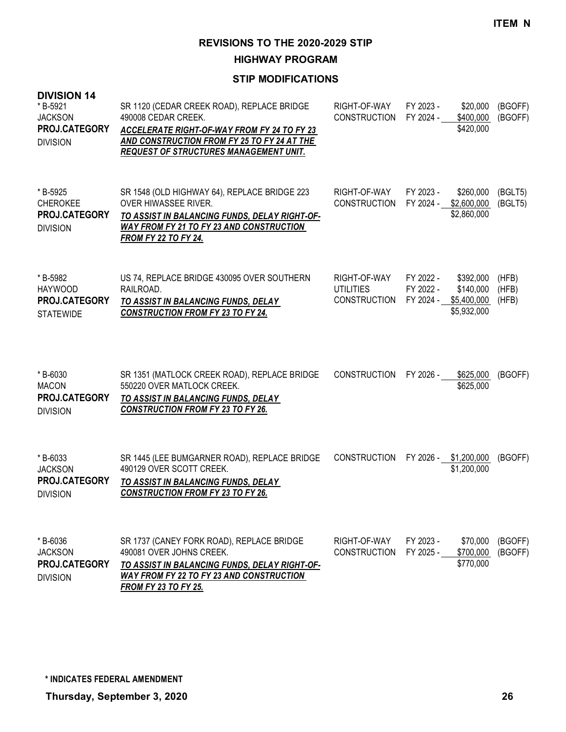**ITEM N**

# REVISIONS TO THE 2020-2029 STIP

## HIGHWAY PROGRAM

### STIP MODIFICATIONS

**DIVISION 14**

| Project | Description | Phase | FY | Amount | Funding |
|---|---|---|---|---|---|
| * B-5921<br>JACKSON<br>**PROJ.CATEGORY**<br>DIVISION | SR 1120 (CEDAR CREEK ROAD), REPLACE BRIDGE 490008 CEDAR CREEK.<br>***ACCELERATE RIGHT-OF-WAY FROM FY 24 TO FY 23 AND CONSTRUCTION FROM FY 25 TO FY 24 AT THE REQUEST OF STRUCTURES MANAGEMENT UNIT.*** | RIGHT-OF-WAY<br>CONSTRUCTION | FY 2023 -<br>FY 2024 - | \$20,000<br>\$400,000<br>\$420,000 | (BGOFF)<br>(BGOFF) |
| * B-5925<br>CHEROKEE<br>**PROJ.CATEGORY**<br>DIVISION | SR 1548 (OLD HIGHWAY 64), REPLACE BRIDGE 223 OVER HIWASSEE RIVER.<br>***TO ASSIST IN BALANCING FUNDS, DELAY RIGHT-OF-WAY FROM FY 21 TO FY 23 AND CONSTRUCTION FROM FY 22 TO FY 24.*** | RIGHT-OF-WAY<br>CONSTRUCTION | FY 2023 -<br>FY 2024 - | \$260,000<br>\$2,600,000<br>\$2,860,000 | (BGLT5)<br>(BGLT5) |
| * B-5982<br>HAYWOOD<br>**PROJ.CATEGORY**<br>STATEWIDE | US 74, REPLACE BRIDGE 430095 OVER SOUTHERN RAILROAD.<br>***TO ASSIST IN BALANCING FUNDS, DELAY CONSTRUCTION FROM FY 23 TO FY 24.*** | RIGHT-OF-WAY<br>UTILITIES<br>CONSTRUCTION | FY 2022 -<br>FY 2022 -<br>FY 2024 - | \$392,000<br>\$140,000<br>\$5,400,000<br>\$5,932,000 | (HFB)<br>(HFB)<br>(HFB) |
| * B-6030<br>MACON<br>**PROJ.CATEGORY**<br>DIVISION | SR 1351 (MATLOCK CREEK ROAD), REPLACE BRIDGE 550220 OVER MATLOCK CREEK.<br>***TO ASSIST IN BALANCING FUNDS, DELAY CONSTRUCTION FROM FY 23 TO FY 26.*** | CONSTRUCTION | FY 2026 - | \$625,000<br>\$625,000 | (BGOFF) |
| * B-6033<br>JACKSON<br>**PROJ.CATEGORY**<br>DIVISION | SR 1445 (LEE BUMGARNER ROAD), REPLACE BRIDGE 490129 OVER SCOTT CREEK.<br>***TO ASSIST IN BALANCING FUNDS, DELAY CONSTRUCTION FROM FY 23 TO FY 26.*** | CONSTRUCTION | FY 2026 - | \$1,200,000<br>\$1,200,000 | (BGOFF) |
| * B-6036<br>JACKSON<br>**PROJ.CATEGORY**<br>DIVISION | SR 1737 (CANEY FORK ROAD), REPLACE BRIDGE 490081 OVER JOHNS CREEK.<br>***TO ASSIST IN BALANCING FUNDS, DELAY RIGHT-OF-WAY FROM FY 22 TO FY 23 AND CONSTRUCTION FROM FY 23 TO FY 25.*** | RIGHT-OF-WAY<br>CONSTRUCTION | FY 2023 -<br>FY 2025 - | \$70,000<br>\$700,000<br>\$770,000 | (BGOFF)<br>(BGOFF) |

**\* INDICATES FEDERAL AMENDMENT**

**Thursday, September 3, 2020**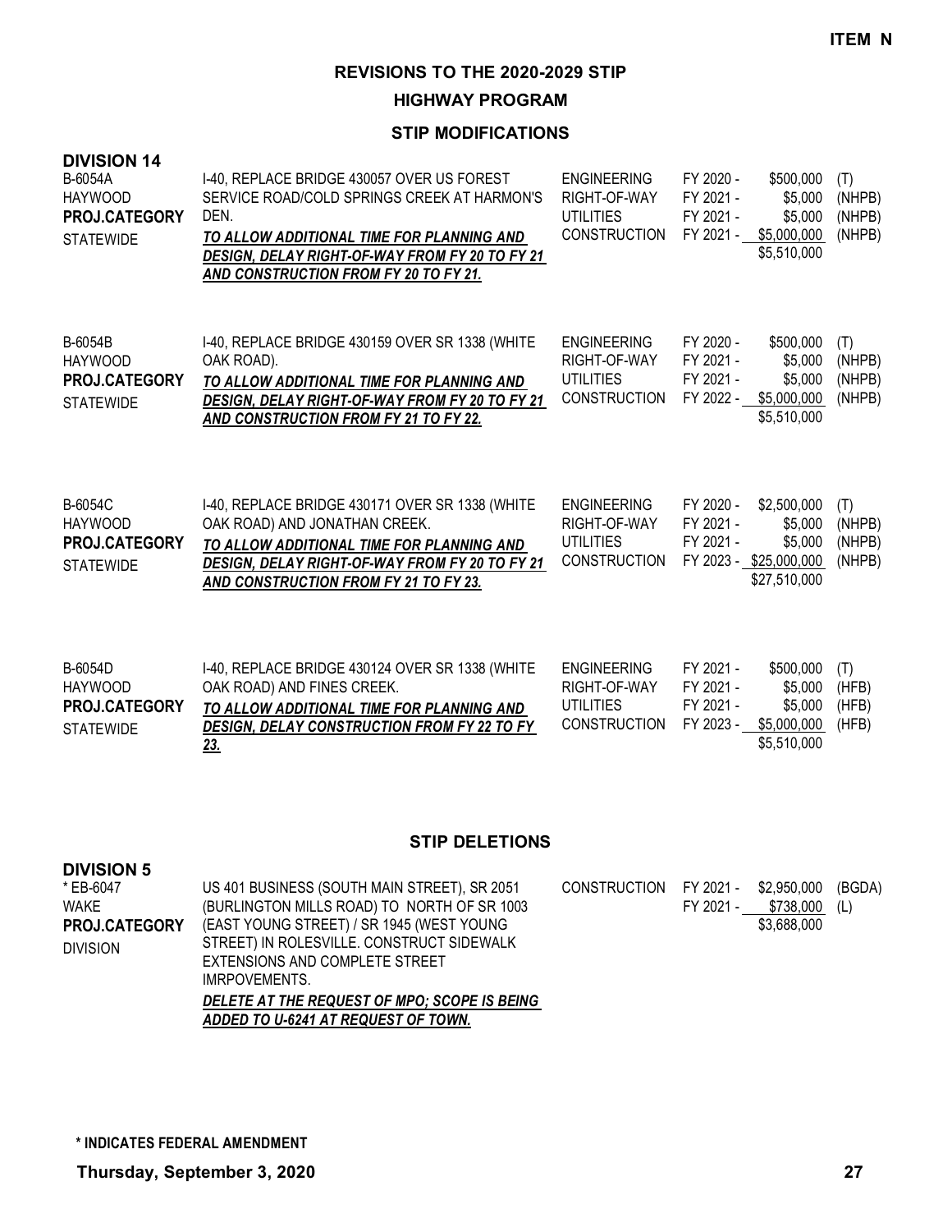**ITEM N**

# REVISIONS TO THE 2020-2029 STIP

## HIGHWAY PROGRAM

### STIP MODIFICATIONS

**DIVISION 14**

| Project | Description | Phase | FY | Amount | Fund |
|---|---|---|---|---|---|
| B-6054A<br>HAYWOOD<br>**PROJ.CATEGORY**<br>STATEWIDE | I-40, REPLACE BRIDGE 430057 OVER US FOREST SERVICE ROAD/COLD SPRINGS CREEK AT HARMON'S DEN.<br>***TO ALLOW ADDITIONAL TIME FOR PLANNING AND DESIGN, DELAY RIGHT-OF-WAY FROM FY 20 TO FY 21 AND CONSTRUCTION FROM FY 20 TO FY 21.*** | ENGINEERING<br>RIGHT-OF-WAY<br>UTILITIES<br>CONSTRUCTION | FY 2020 -<br>FY 2021 -<br>FY 2021 -<br>FY 2021 - | \$500,000<br>\$5,000<br>\$5,000<br>\$5,000,000<br>\$5,510,000 | (T)<br>(NHPB)<br>(NHPB)<br>(NHPB) |
| B-6054B<br>HAYWOOD<br>**PROJ.CATEGORY**<br>STATEWIDE | I-40, REPLACE BRIDGE 430159 OVER SR 1338 (WHITE OAK ROAD).<br>***TO ALLOW ADDITIONAL TIME FOR PLANNING AND DESIGN, DELAY RIGHT-OF-WAY FROM FY 20 TO FY 21 AND CONSTRUCTION FROM FY 21 TO FY 22.*** | ENGINEERING<br>RIGHT-OF-WAY<br>UTILITIES<br>CONSTRUCTION | FY 2020 -<br>FY 2021 -<br>FY 2021 -<br>FY 2022 - | \$500,000<br>\$5,000<br>\$5,000<br>\$5,000,000<br>\$5,510,000 | (T)<br>(NHPB)<br>(NHPB)<br>(NHPB) |
| B-6054C<br>HAYWOOD<br>**PROJ.CATEGORY**<br>STATEWIDE | I-40, REPLACE BRIDGE 430171 OVER SR 1338 (WHITE OAK ROAD) AND JONATHAN CREEK.<br>***TO ALLOW ADDITIONAL TIME FOR PLANNING AND DESIGN, DELAY RIGHT-OF-WAY FROM FY 20 TO FY 21 AND CONSTRUCTION FROM FY 21 TO FY 23.*** | ENGINEERING<br>RIGHT-OF-WAY<br>UTILITIES<br>CONSTRUCTION | FY 2020 -<br>FY 2021 -<br>FY 2021 -<br>FY 2023 - | \$2,500,000<br>\$5,000<br>\$5,000<br>\$25,000,000<br>\$27,510,000 | (T)<br>(NHPB)<br>(NHPB)<br>(NHPB) |
| B-6054D<br>HAYWOOD<br>**PROJ.CATEGORY**<br>STATEWIDE | I-40, REPLACE BRIDGE 430124 OVER SR 1338 (WHITE OAK ROAD) AND FINES CREEK.<br>***TO ALLOW ADDITIONAL TIME FOR PLANNING AND DESIGN, DELAY CONSTRUCTION FROM FY 22 TO FY 23.*** | ENGINEERING<br>RIGHT-OF-WAY<br>UTILITIES<br>CONSTRUCTION | FY 2021 -<br>FY 2021 -<br>FY 2021 -<br>FY 2023 - | \$500,000<br>\$5,000<br>\$5,000<br>\$5,000,000<br>\$5,510,000 | (T)<br>(HFB)<br>(HFB)<br>(HFB) |

### STIP DELETIONS

**DIVISION 5**

| Project | Description | Phase | FY | Amount | Fund |
|---|---|---|---|---|---|
| * EB-6047<br>WAKE<br>**PROJ.CATEGORY**<br>DIVISION | US 401 BUSINESS (SOUTH MAIN STREET), SR 2051 (BURLINGTON MILLS ROAD) TO NORTH OF SR 1003 (EAST YOUNG STREET) / SR 1945 (WEST YOUNG STREET) IN ROLESVILLE. CONSTRUCT SIDEWALK EXTENSIONS AND COMPLETE STREET IMRPOVEMENTS.<br>***DELETE AT THE REQUEST OF MPO; SCOPE IS BEING ADDED TO U-6241 AT REQUEST OF TOWN.*** | CONSTRUCTION | FY 2021 -<br>FY 2021 - | \$2,950,000<br>\$738,000<br>\$3,688,000 | (BGDA)<br>(L) |

**\* INDICATES FEDERAL AMENDMENT**

**Thursday, September 3, 2020**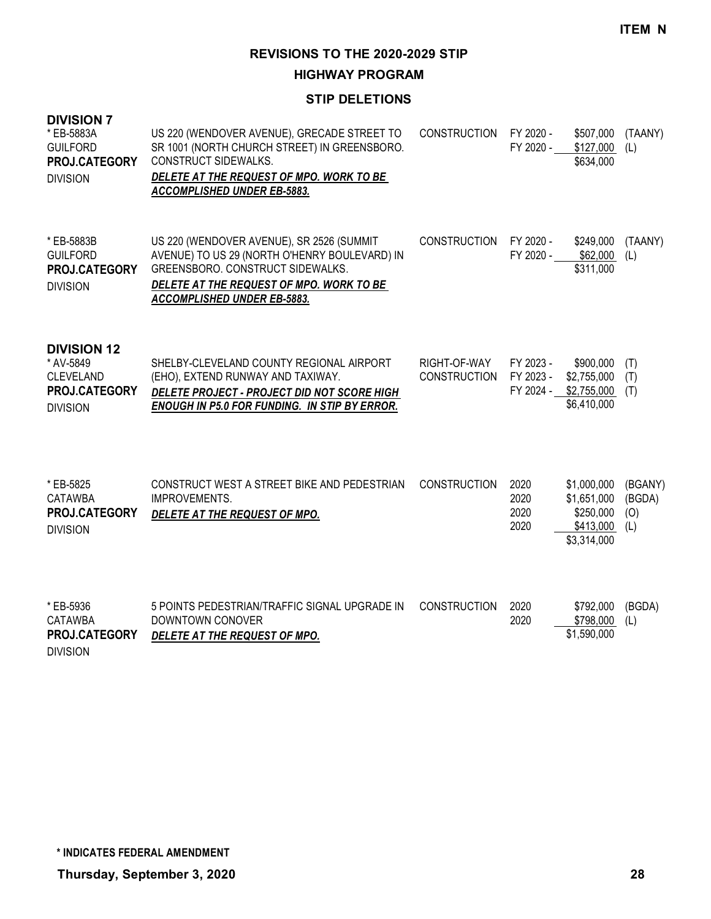**ITEM N**

# REVISIONS TO THE 2020-2029 STIP

## HIGHWAY PROGRAM

### STIP DELETIONS

**DIVISION 7**

| Project | Description | Phase | Year | Amount | Source |
|---|---|---|---|---|---|
| * EB-5883A<br>GUILFORD<br>**PROJ.CATEGORY**<br>DIVISION | US 220 (WENDOVER AVENUE), GRECADE STREET TO SR 1001 (NORTH CHURCH STREET) IN GREENSBORO. CONSTRUCT SIDEWALKS.<br>***DELETE AT THE REQUEST OF MPO. WORK TO BE ACCOMPLISHED UNDER EB-5883.*** | CONSTRUCTION | FY 2020 - | $507,000 | (TAANY) |
| | | | FY 2020 - | $127,000 | (L) |
| | | | | $634,000 | |
| * EB-5883B<br>GUILFORD<br>**PROJ.CATEGORY**<br>DIVISION | US 220 (WENDOVER AVENUE), SR 2526 (SUMMIT AVENUE) TO US 29 (NORTH O'HENRY BOULEVARD) IN GREENSBORO. CONSTRUCT SIDEWALKS.<br>***DELETE AT THE REQUEST OF MPO. WORK TO BE ACCOMPLISHED UNDER EB-5883.*** | CONSTRUCTION | FY 2020 - | $249,000 | (TAANY) |
| | | | FY 2020 - | $62,000 | (L) |
| | | | | $311,000 | |

**DIVISION 12**

| Project | Description | Phase | Year | Amount | Source |
|---|---|---|---|---|---|
| * AV-5849<br>CLEVELAND<br>**PROJ.CATEGORY**<br>DIVISION | SHELBY-CLEVELAND COUNTY REGIONAL AIRPORT (EHO), EXTEND RUNWAY AND TAXIWAY.<br>***DELETE PROJECT - PROJECT DID NOT SCORE HIGH ENOUGH IN P5.0 FOR FUNDING. IN STIP BY ERROR.*** | RIGHT-OF-WAY | FY 2023 - | $900,000 | (T) |
| | | CONSTRUCTION | FY 2023 - | $2,755,000 | (T) |
| | | | FY 2024 - | $2,755,000 | (T) |
| | | | | $6,410,000 | |
| * EB-5825<br>CATAWBA<br>**PROJ.CATEGORY**<br>DIVISION | CONSTRUCT WEST A STREET BIKE AND PEDESTRIAN IMPROVEMENTS.<br>***DELETE AT THE REQUEST OF MPO.*** | CONSTRUCTION | 2020 | $1,000,000 | (BGANY) |
| | | | 2020 | $1,651,000 | (BGDA) |
| | | | 2020 | $250,000 | (O) |
| | | | 2020 | $413,000 | (L) |
| | | | | $3,314,000 | |
| * EB-5936<br>CATAWBA<br>**PROJ.CATEGORY**<br>DIVISION | 5 POINTS PEDESTRIAN/TRAFFIC SIGNAL UPGRADE IN DOWNTOWN CONOVER<br>***DELETE AT THE REQUEST OF MPO.*** | CONSTRUCTION | 2020 | $792,000 | (BGDA) |
| | | | 2020 | $798,000 | (L) |
| | | | | $1,590,000 | |

**\* INDICATES FEDERAL AMENDMENT**

**Thursday, September 3, 2020**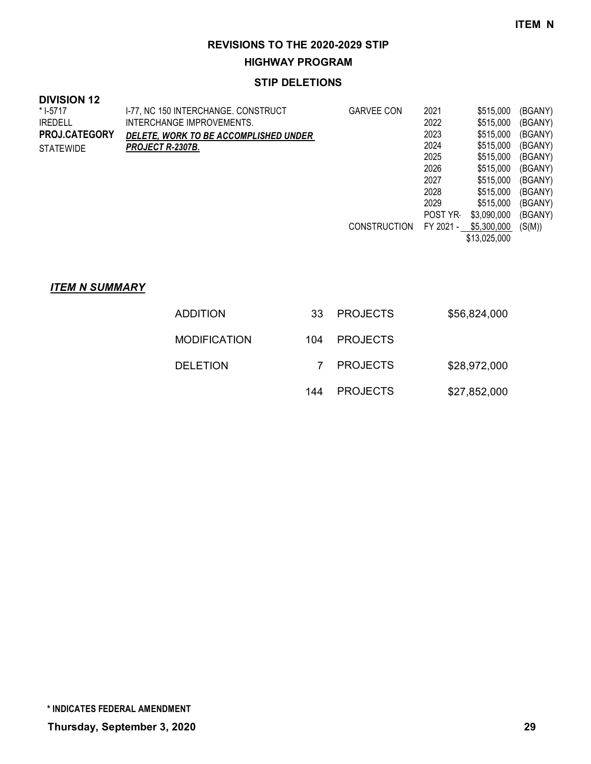**ITEM N**

## REVISIONS TO THE 2020-2029 STIP

### HIGHWAY PROGRAM

### STIP DELETIONS

**DIVISION 12**

| | | | | | |
|---|---|---|---|---|---|
| * I-5717 | I-77, NC 150 INTERCHANGE. CONSTRUCT | GARVEE CON | 2021 | $515,000 | (BGANY) |
| IREDELL | INTERCHANGE IMPROVEMENTS. | | 2022 | $515,000 | (BGANY) |
| **PROJ.CATEGORY** | ***DELETE, WORK TO BE ACCOMPLISHED UNDER*** | | 2023 | $515,000 | (BGANY) |
| STATEWIDE | ***PROJECT R-2307B.*** | | 2024 | $515,000 | (BGANY) |
| | | | 2025 | $515,000 | (BGANY) |
| | | | 2026 | $515,000 | (BGANY) |
| | | | 2027 | $515,000 | (BGANY) |
| | | | 2028 | $515,000 | (BGANY) |
| | | | 2029 | $515,000 | (BGANY) |
| | | | POST YR- | $3,090,000 | (BGANY) |
| | | CONSTRUCTION | FY 2021 - | $5,300,000 | (S(M)) |
| | | | | $13,025,000 | |

***ITEM N SUMMARY***

| | | | |
|---|---|---|---|
| ADDITION | 33 | PROJECTS | $56,824,000 |
| MODIFICATION | 104 | PROJECTS | |
| DELETION | 7 | PROJECTS | $28,972,000 |
| | 144 | PROJECTS | $27,852,000 |

**\* INDICATES FEDERAL AMENDMENT**

**Thursday, September 3, 2020**